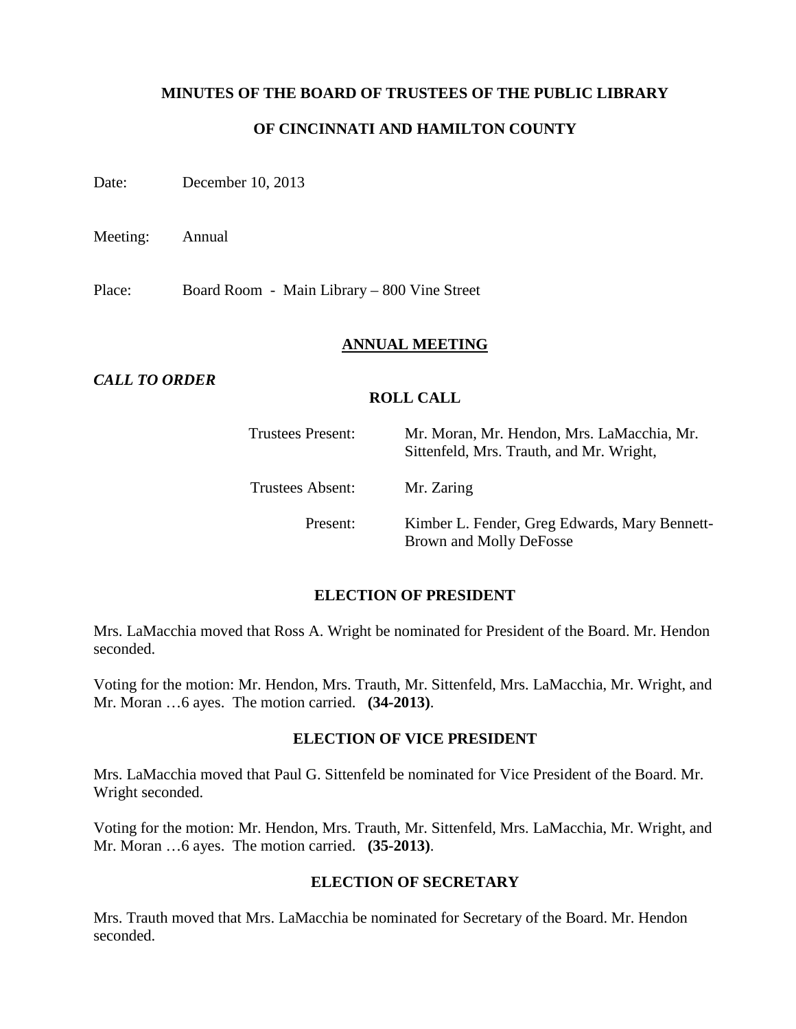# MINUTES OF THE BOARD OF TRUSTEES OF THE PUBLIC LIBRARY

# OF CINCINNATI AND HAMILTON COUNTY

Date: December 10, 2013

Meeting: Annual

Place: Board Room - Main Library – 800 Vine Street

## ANNUAL MEETING

***CALL TO ORDER***

### ROLL CALL

| | |
|---|---|
| Trustees Present: | Mr. Moran, Mr. Hendon, Mrs. LaMacchia, Mr. Sittenfeld, Mrs. Trauth, and Mr. Wright, |
| Trustees Absent: | Mr. Zaring |
| Present: | Kimber L. Fender, Greg Edwards, Mary Bennett-Brown and Molly DeFosse |

### ELECTION OF PRESIDENT

Mrs. LaMacchia moved that Ross A. Wright be nominated for President of the Board. Mr. Hendon seconded.

Voting for the motion: Mr. Hendon, Mrs. Trauth, Mr. Sittenfeld, Mrs. LaMacchia, Mr. Wright, and Mr. Moran …6 ayes. The motion carried. **(34-2013)**.

### ELECTION OF VICE PRESIDENT

Mrs. LaMacchia moved that Paul G. Sittenfeld be nominated for Vice President of the Board. Mr. Wright seconded.

Voting for the motion: Mr. Hendon, Mrs. Trauth, Mr. Sittenfeld, Mrs. LaMacchia, Mr. Wright, and Mr. Moran …6 ayes. The motion carried. **(35-2013)**.

### ELECTION OF SECRETARY

Mrs. Trauth moved that Mrs. LaMacchia be nominated for Secretary of the Board. Mr. Hendon seconded.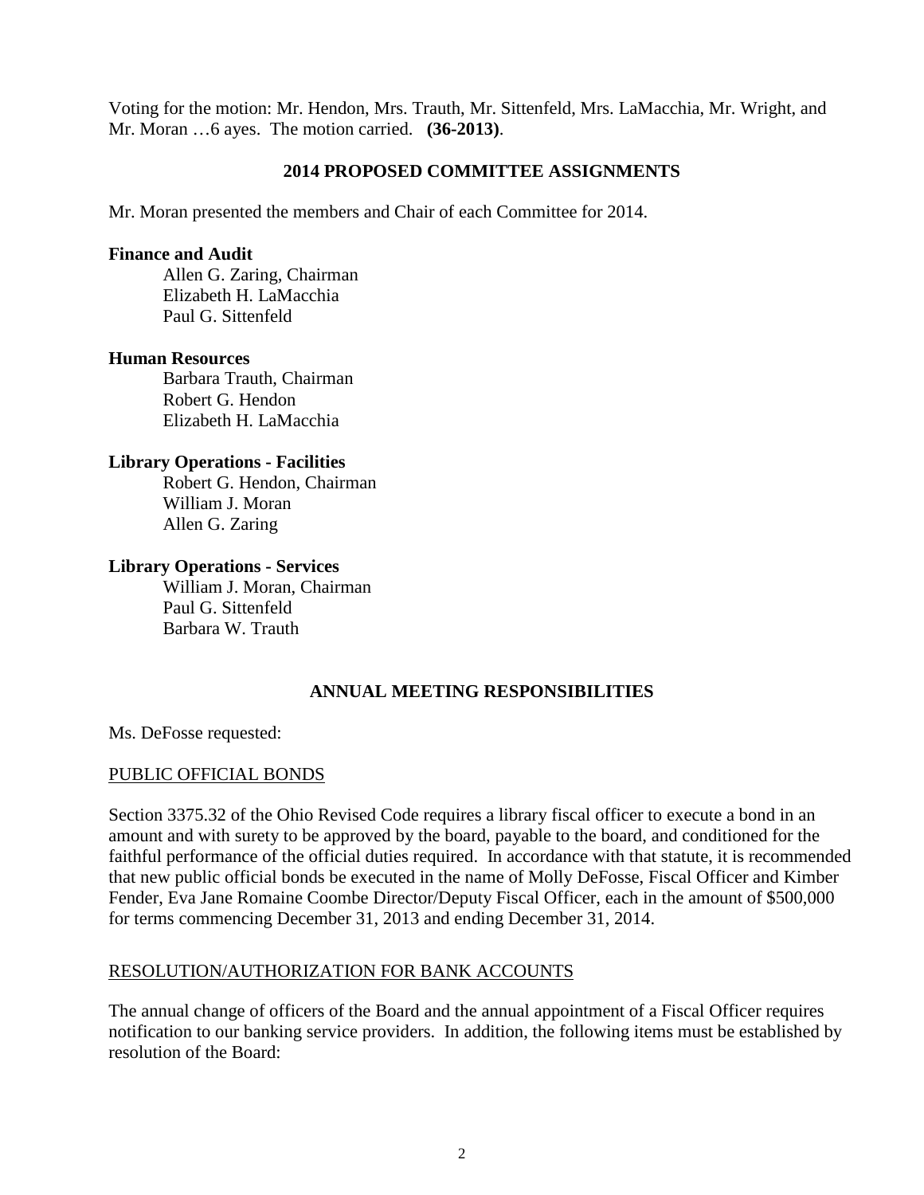Voting for the motion: Mr. Hendon, Mrs. Trauth, Mr. Sittenfeld, Mrs. LaMacchia, Mr. Wright, and Mr. Moran …6 ayes. The motion carried. **(36-2013)**.

## 2014 PROPOSED COMMITTEE ASSIGNMENTS

Mr. Moran presented the members and Chair of each Committee for 2014.

**Finance and Audit**

Allen G. Zaring, Chairman
Elizabeth H. LaMacchia
Paul G. Sittenfeld

**Human Resources**

Barbara Trauth, Chairman
Robert G. Hendon
Elizabeth H. LaMacchia

**Library Operations - Facilities**

Robert G. Hendon, Chairman
William J. Moran
Allen G. Zaring

**Library Operations - Services**

William J. Moran, Chairman
Paul G. Sittenfeld
Barbara W. Trauth

## ANNUAL MEETING RESPONSIBILITIES

Ms. DeFosse requested:

PUBLIC OFFICIAL BONDS

Section 3375.32 of the Ohio Revised Code requires a library fiscal officer to execute a bond in an amount and with surety to be approved by the board, payable to the board, and conditioned for the faithful performance of the official duties required. In accordance with that statute, it is recommended that new public official bonds be executed in the name of Molly DeFosse, Fiscal Officer and Kimber Fender, Eva Jane Romaine Coombe Director/Deputy Fiscal Officer, each in the amount of $500,000 for terms commencing December 31, 2013 and ending December 31, 2014.

RESOLUTION/AUTHORIZATION FOR BANK ACCOUNTS

The annual change of officers of the Board and the annual appointment of a Fiscal Officer requires notification to our banking service providers. In addition, the following items must be established by resolution of the Board: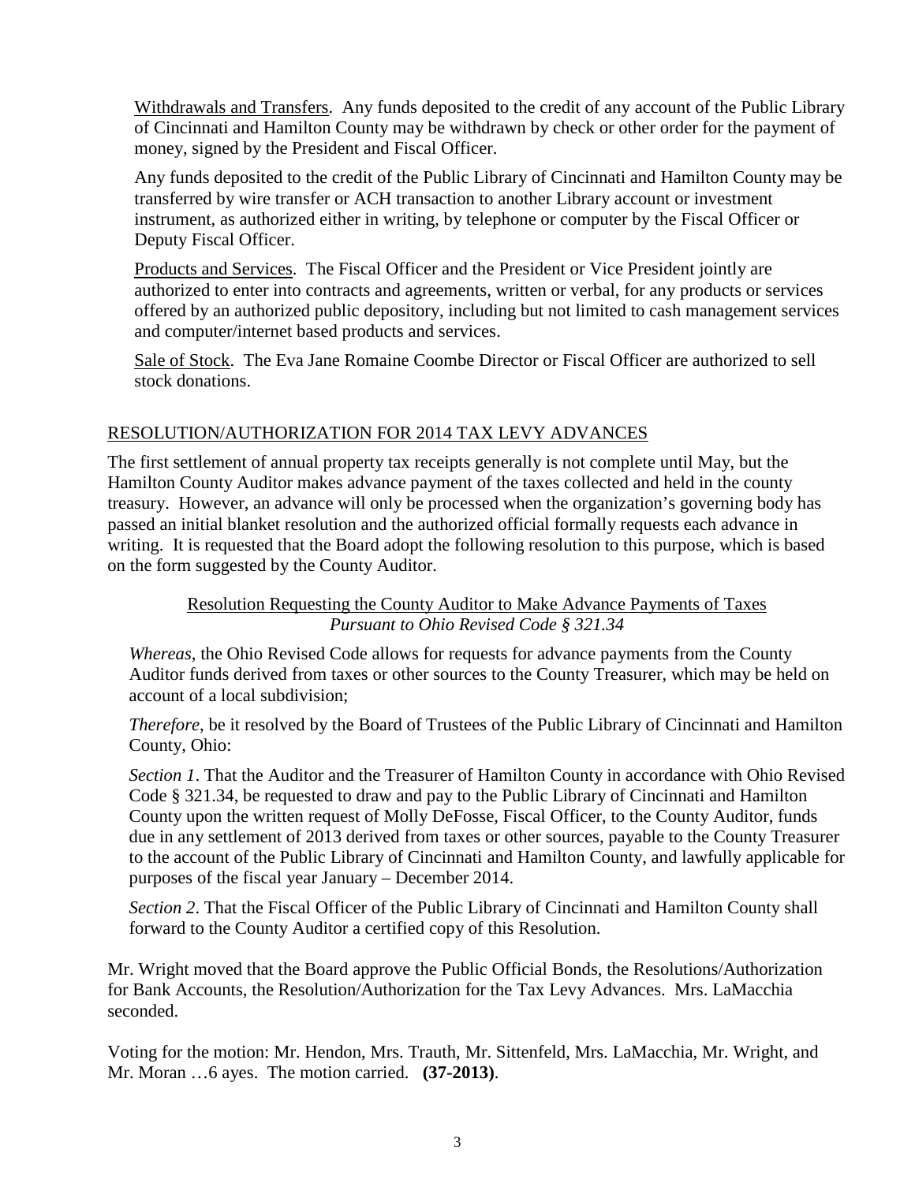<u>Withdrawals and Transfers</u>. Any funds deposited to the credit of any account of the Public Library of Cincinnati and Hamilton County may be withdrawn by check or other order for the payment of money, signed by the President and Fiscal Officer.

Any funds deposited to the credit of the Public Library of Cincinnati and Hamilton County may be transferred by wire transfer or ACH transaction to another Library account or investment instrument, as authorized either in writing, by telephone or computer by the Fiscal Officer or Deputy Fiscal Officer.

<u>Products and Services</u>. The Fiscal Officer and the President or Vice President jointly are authorized to enter into contracts and agreements, written or verbal, for any products or services offered by an authorized public depository, including but not limited to cash management services and computer/internet based products and services.

<u>Sale of Stock</u>. The Eva Jane Romaine Coombe Director or Fiscal Officer are authorized to sell stock donations.

## RESOLUTION/AUTHORIZATION FOR 2014 TAX LEVY ADVANCES

The first settlement of annual property tax receipts generally is not complete until May, but the Hamilton County Auditor makes advance payment of the taxes collected and held in the county treasury. However, an advance will only be processed when the organization's governing body has passed an initial blanket resolution and the authorized official formally requests each advance in writing. It is requested that the Board adopt the following resolution to this purpose, which is based on the form suggested by the County Auditor.

<u>Resolution Requesting the County Auditor to Make Advance Payments of Taxes</u>
*Pursuant to Ohio Revised Code § 321.34*

*Whereas*, the Ohio Revised Code allows for requests for advance payments from the County Auditor funds derived from taxes or other sources to the County Treasurer, which may be held on account of a local subdivision;

*Therefore*, be it resolved by the Board of Trustees of the Public Library of Cincinnati and Hamilton County, Ohio:

*Section 1*. That the Auditor and the Treasurer of Hamilton County in accordance with Ohio Revised Code § 321.34, be requested to draw and pay to the Public Library of Cincinnati and Hamilton County upon the written request of Molly DeFosse, Fiscal Officer, to the County Auditor, funds due in any settlement of 2013 derived from taxes or other sources, payable to the County Treasurer to the account of the Public Library of Cincinnati and Hamilton County, and lawfully applicable for purposes of the fiscal year January – December 2014.

*Section 2*. That the Fiscal Officer of the Public Library of Cincinnati and Hamilton County shall forward to the County Auditor a certified copy of this Resolution.

Mr. Wright moved that the Board approve the Public Official Bonds, the Resolutions/Authorization for Bank Accounts, the Resolution/Authorization for the Tax Levy Advances. Mrs. LaMacchia seconded.

Voting for the motion: Mr. Hendon, Mrs. Trauth, Mr. Sittenfeld, Mrs. LaMacchia, Mr. Wright, and Mr. Moran …6 ayes. The motion carried. **(37-2013)**.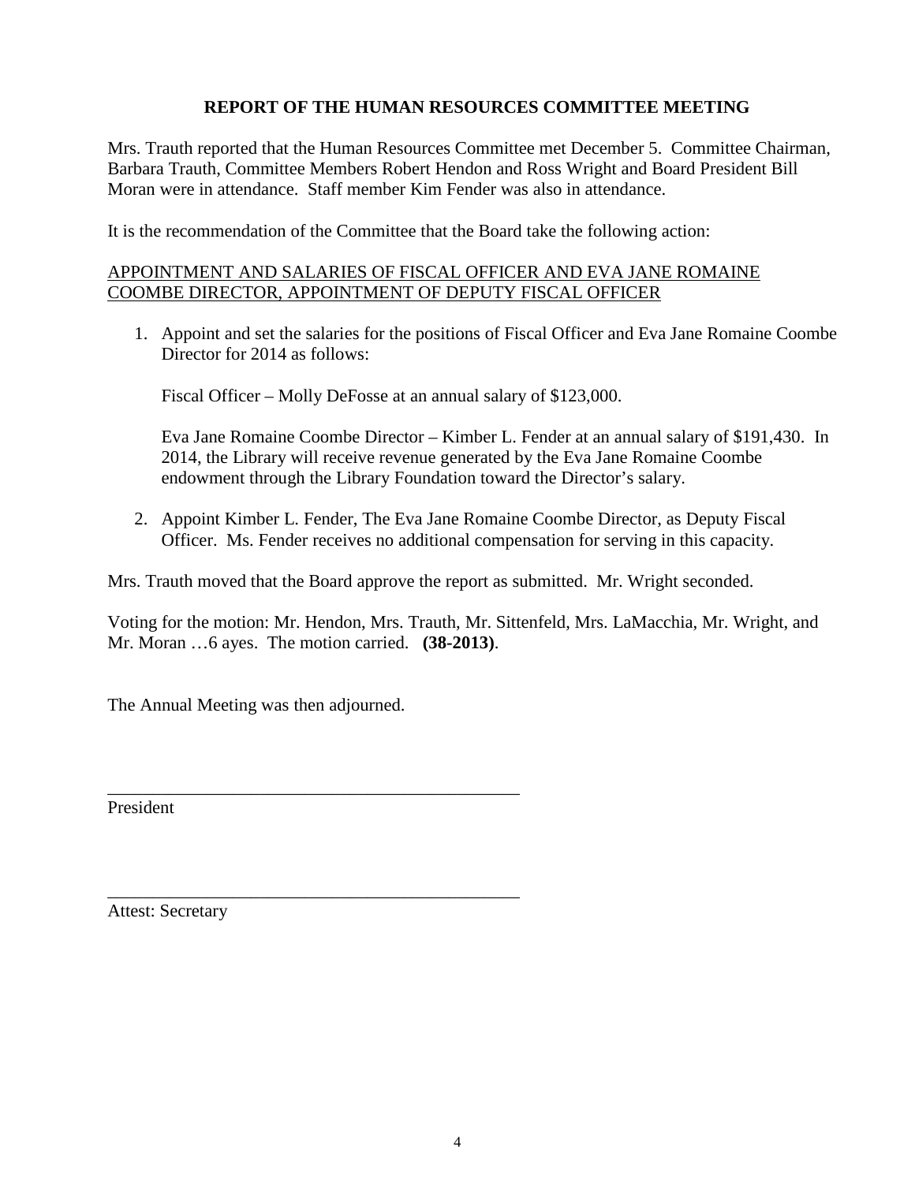## REPORT OF THE HUMAN RESOURCES COMMITTEE MEETING

Mrs. Trauth reported that the Human Resources Committee met December 5. Committee Chairman, Barbara Trauth, Committee Members Robert Hendon and Ross Wright and Board President Bill Moran were in attendance. Staff member Kim Fender was also in attendance.

It is the recommendation of the Committee that the Board take the following action:

<u>APPOINTMENT AND SALARIES OF FISCAL OFFICER AND EVA JANE ROMAINE COOMBE DIRECTOR, APPOINTMENT OF DEPUTY FISCAL OFFICER</u>

1. Appoint and set the salaries for the positions of Fiscal Officer and Eva Jane Romaine Coombe Director for 2014 as follows:

   Fiscal Officer – Molly DeFosse at an annual salary of $123,000.

   Eva Jane Romaine Coombe Director – Kimber L. Fender at an annual salary of $191,430. In 2014, the Library will receive revenue generated by the Eva Jane Romaine Coombe endowment through the Library Foundation toward the Director's salary.

2. Appoint Kimber L. Fender, The Eva Jane Romaine Coombe Director, as Deputy Fiscal Officer. Ms. Fender receives no additional compensation for serving in this capacity.

Mrs. Trauth moved that the Board approve the report as submitted. Mr. Wright seconded.

Voting for the motion: Mr. Hendon, Mrs. Trauth, Mr. Sittenfeld, Mrs. LaMacchia, Mr. Wright, and Mr. Moran …6 ayes. The motion carried. **(38-2013)**.

The Annual Meeting was then adjourned.

\_\_\_\_\_\_\_\_\_\_\_\_\_\_\_\_\_\_\_\_\_\_\_\_\_\_\_\_\_\_\_\_\_\_\_\_\_\_\_\_\_\_\_\_
President

\_\_\_\_\_\_\_\_\_\_\_\_\_\_\_\_\_\_\_\_\_\_\_\_\_\_\_\_\_\_\_\_\_\_\_\_\_\_\_\_\_\_\_\_
Attest: Secretary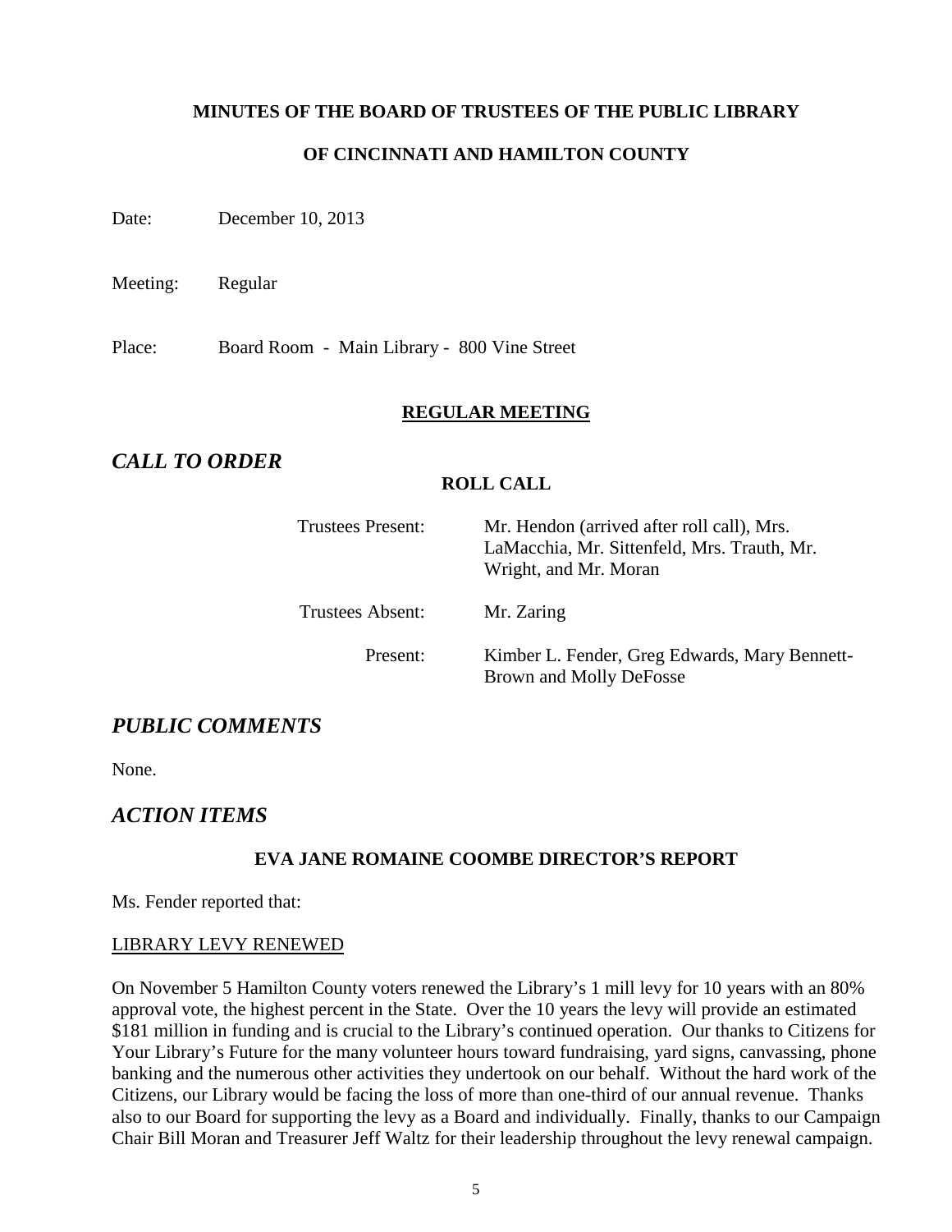**MINUTES OF THE BOARD OF TRUSTEES OF THE PUBLIC LIBRARY**

**OF CINCINNATI AND HAMILTON COUNTY**

Date: December 10, 2013

Meeting: Regular

Place: Board Room - Main Library - 800 Vine Street

**REGULAR MEETING**

## *CALL TO ORDER*

**ROLL CALL**

| | |
|---|---|
| Trustees Present: | Mr. Hendon (arrived after roll call), Mrs. LaMacchia, Mr. Sittenfeld, Mrs. Trauth, Mr. Wright, and Mr. Moran |
| Trustees Absent: | Mr. Zaring |
| Present: | Kimber L. Fender, Greg Edwards, Mary Bennett-Brown and Molly DeFosse |

## *PUBLIC COMMENTS*

None.

## *ACTION ITEMS*

**EVA JANE ROMAINE COOMBE DIRECTOR'S REPORT**

Ms. Fender reported that:

LIBRARY LEVY RENEWED

On November 5 Hamilton County voters renewed the Library's 1 mill levy for 10 years with an 80% approval vote, the highest percent in the State. Over the 10 years the levy will provide an estimated $181 million in funding and is crucial to the Library's continued operation. Our thanks to Citizens for Your Library's Future for the many volunteer hours toward fundraising, yard signs, canvassing, phone banking and the numerous other activities they undertook on our behalf. Without the hard work of the Citizens, our Library would be facing the loss of more than one-third of our annual revenue. Thanks also to our Board for supporting the levy as a Board and individually. Finally, thanks to our Campaign Chair Bill Moran and Treasurer Jeff Waltz for their leadership throughout the levy renewal campaign.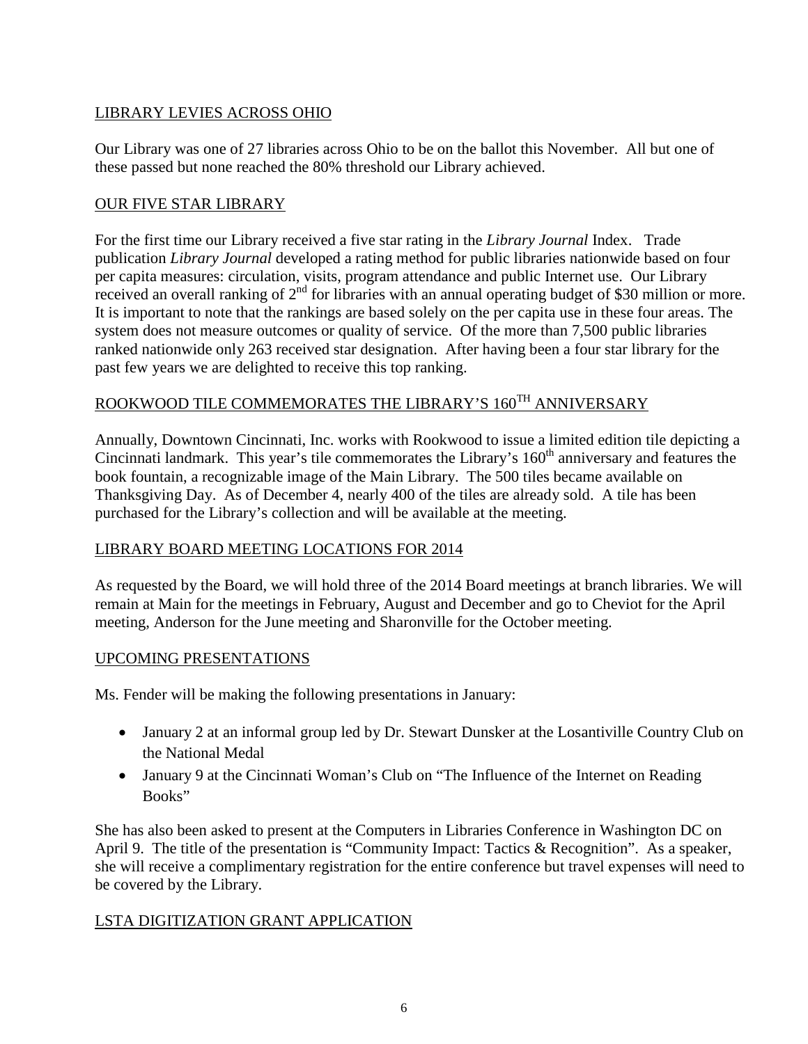## LIBRARY LEVIES ACROSS OHIO

Our Library was one of 27 libraries across Ohio to be on the ballot this November. All but one of these passed but none reached the 80% threshold our Library achieved.

## OUR FIVE STAR LIBRARY

For the first time our Library received a five star rating in the *Library Journal* Index. Trade publication *Library Journal* developed a rating method for public libraries nationwide based on four per capita measures: circulation, visits, program attendance and public Internet use. Our Library received an overall ranking of 2nd for libraries with an annual operating budget of \$30 million or more. It is important to note that the rankings are based solely on the per capita use in these four areas. The system does not measure outcomes or quality of service. Of the more than 7,500 public libraries ranked nationwide only 263 received star designation. After having been a four star library for the past few years we are delighted to receive this top ranking.

## ROOKWOOD TILE COMMEMORATES THE LIBRARY'S 160TH ANNIVERSARY

Annually, Downtown Cincinnati, Inc. works with Rookwood to issue a limited edition tile depicting a Cincinnati landmark. This year's tile commemorates the Library's 160th anniversary and features the book fountain, a recognizable image of the Main Library. The 500 tiles became available on Thanksgiving Day. As of December 4, nearly 400 of the tiles are already sold. A tile has been purchased for the Library's collection and will be available at the meeting.

## LIBRARY BOARD MEETING LOCATIONS FOR 2014

As requested by the Board, we will hold three of the 2014 Board meetings at branch libraries. We will remain at Main for the meetings in February, August and December and go to Cheviot for the April meeting, Anderson for the June meeting and Sharonville for the October meeting.

## UPCOMING PRESENTATIONS

Ms. Fender will be making the following presentations in January:

- January 2 at an informal group led by Dr. Stewart Dunsker at the Losantiville Country Club on the National Medal
- January 9 at the Cincinnati Woman's Club on "The Influence of the Internet on Reading Books"

She has also been asked to present at the Computers in Libraries Conference in Washington DC on April 9. The title of the presentation is "Community Impact: Tactics & Recognition". As a speaker, she will receive a complimentary registration for the entire conference but travel expenses will need to be covered by the Library.

## LSTA DIGITIZATION GRANT APPLICATION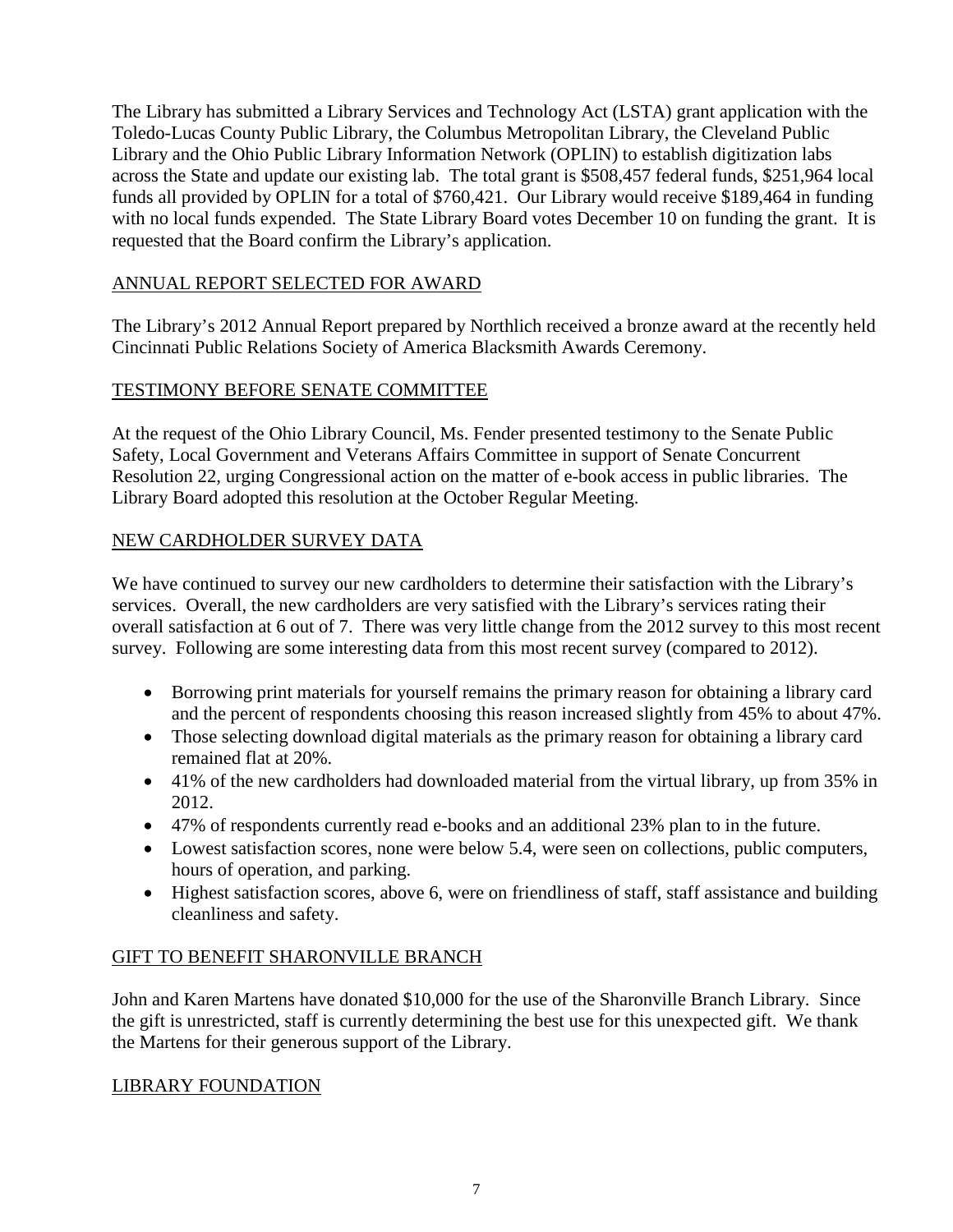The Library has submitted a Library Services and Technology Act (LSTA) grant application with the Toledo-Lucas County Public Library, the Columbus Metropolitan Library, the Cleveland Public Library and the Ohio Public Library Information Network (OPLIN) to establish digitization labs across the State and update our existing lab. The total grant is $508,457 federal funds, $251,964 local funds all provided by OPLIN for a total of $760,421. Our Library would receive $189,464 in funding with no local funds expended. The State Library Board votes December 10 on funding the grant. It is requested that the Board confirm the Library's application.

## ANNUAL REPORT SELECTED FOR AWARD

The Library's 2012 Annual Report prepared by Northlich received a bronze award at the recently held Cincinnati Public Relations Society of America Blacksmith Awards Ceremony.

## TESTIMONY BEFORE SENATE COMMITTEE

At the request of the Ohio Library Council, Ms. Fender presented testimony to the Senate Public Safety, Local Government and Veterans Affairs Committee in support of Senate Concurrent Resolution 22, urging Congressional action on the matter of e-book access in public libraries. The Library Board adopted this resolution at the October Regular Meeting.

## NEW CARDHOLDER SURVEY DATA

We have continued to survey our new cardholders to determine their satisfaction with the Library's services. Overall, the new cardholders are very satisfied with the Library's services rating their overall satisfaction at 6 out of 7. There was very little change from the 2012 survey to this most recent survey. Following are some interesting data from this most recent survey (compared to 2012).

- Borrowing print materials for yourself remains the primary reason for obtaining a library card and the percent of respondents choosing this reason increased slightly from 45% to about 47%.
- Those selecting download digital materials as the primary reason for obtaining a library card remained flat at 20%.
- 41% of the new cardholders had downloaded material from the virtual library, up from 35% in 2012.
- 47% of respondents currently read e-books and an additional 23% plan to in the future.
- Lowest satisfaction scores, none were below 5.4, were seen on collections, public computers, hours of operation, and parking.
- Highest satisfaction scores, above 6, were on friendliness of staff, staff assistance and building cleanliness and safety.

## GIFT TO BENEFIT SHARONVILLE BRANCH

John and Karen Martens have donated $10,000 for the use of the Sharonville Branch Library. Since the gift is unrestricted, staff is currently determining the best use for this unexpected gift. We thank the Martens for their generous support of the Library.

## LIBRARY FOUNDATION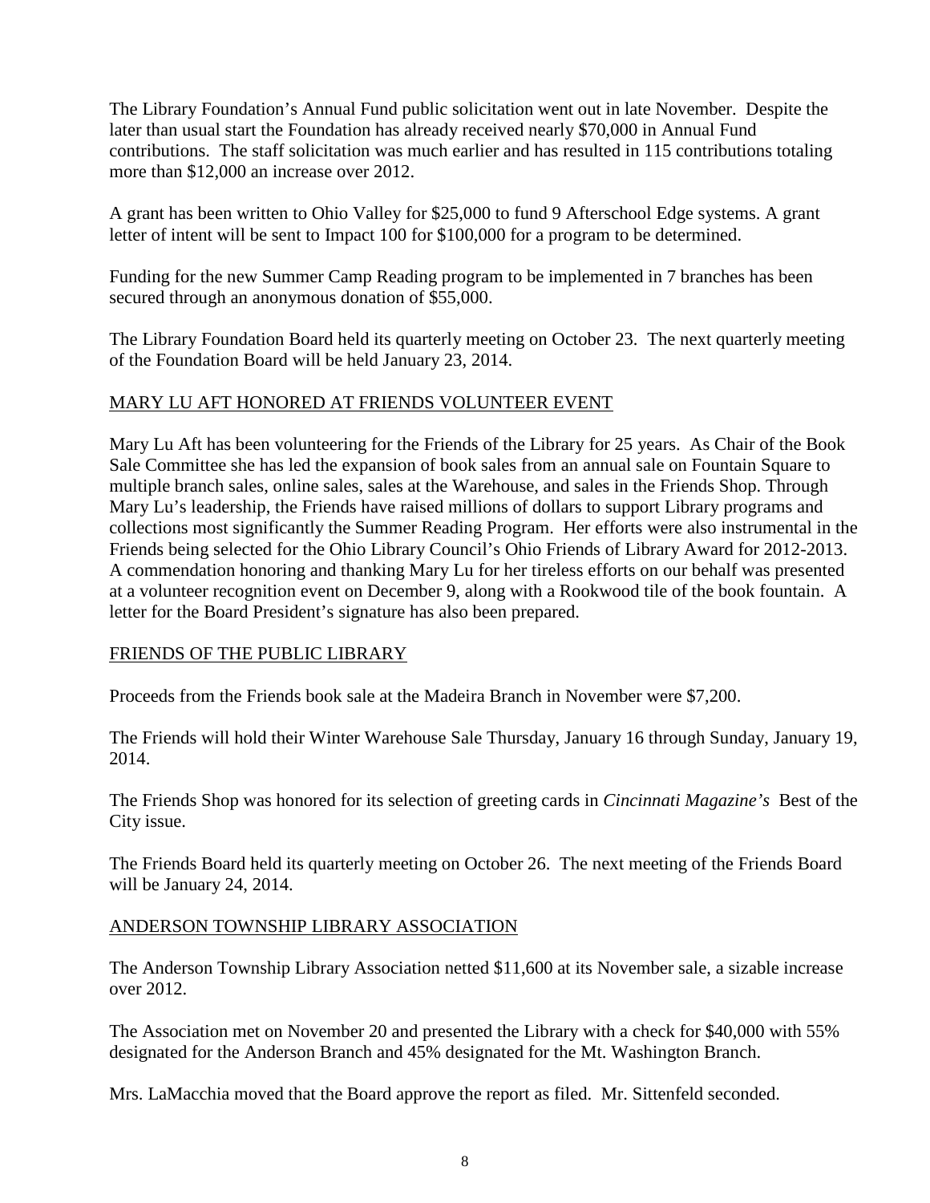The Library Foundation's Annual Fund public solicitation went out in late November. Despite the later than usual start the Foundation has already received nearly $70,000 in Annual Fund contributions. The staff solicitation was much earlier and has resulted in 115 contributions totaling more than $12,000 an increase over 2012.

A grant has been written to Ohio Valley for $25,000 to fund 9 Afterschool Edge systems. A grant letter of intent will be sent to Impact 100 for $100,000 for a program to be determined.

Funding for the new Summer Camp Reading program to be implemented in 7 branches has been secured through an anonymous donation of $55,000.

The Library Foundation Board held its quarterly meeting on October 23. The next quarterly meeting of the Foundation Board will be held January 23, 2014.

## MARY LU AFT HONORED AT FRIENDS VOLUNTEER EVENT

Mary Lu Aft has been volunteering for the Friends of the Library for 25 years. As Chair of the Book Sale Committee she has led the expansion of book sales from an annual sale on Fountain Square to multiple branch sales, online sales, sales at the Warehouse, and sales in the Friends Shop. Through Mary Lu's leadership, the Friends have raised millions of dollars to support Library programs and collections most significantly the Summer Reading Program. Her efforts were also instrumental in the Friends being selected for the Ohio Library Council's Ohio Friends of Library Award for 2012-2013. A commendation honoring and thanking Mary Lu for her tireless efforts on our behalf was presented at a volunteer recognition event on December 9, along with a Rookwood tile of the book fountain. A letter for the Board President's signature has also been prepared.

## FRIENDS OF THE PUBLIC LIBRARY

Proceeds from the Friends book sale at the Madeira Branch in November were $7,200.

The Friends will hold their Winter Warehouse Sale Thursday, January 16 through Sunday, January 19, 2014.

The Friends Shop was honored for its selection of greeting cards in *Cincinnati Magazine's* Best of the City issue.

The Friends Board held its quarterly meeting on October 26. The next meeting of the Friends Board will be January 24, 2014.

## ANDERSON TOWNSHIP LIBRARY ASSOCIATION

The Anderson Township Library Association netted $11,600 at its November sale, a sizable increase over 2012.

The Association met on November 20 and presented the Library with a check for $40,000 with 55% designated for the Anderson Branch and 45% designated for the Mt. Washington Branch.

Mrs. LaMacchia moved that the Board approve the report as filed. Mr. Sittenfeld seconded.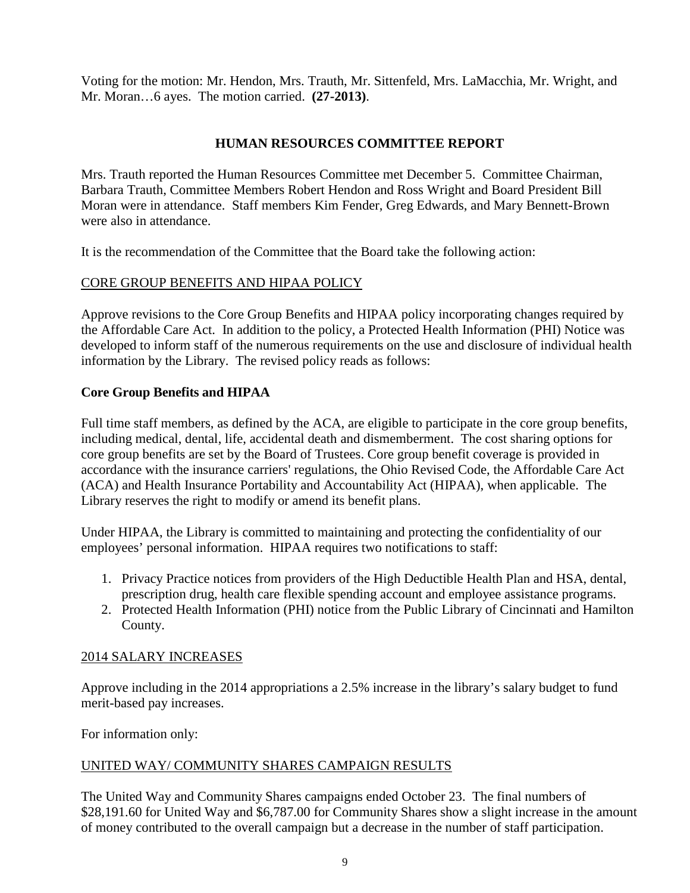Voting for the motion: Mr. Hendon, Mrs. Trauth, Mr. Sittenfeld, Mrs. LaMacchia, Mr. Wright, and Mr. Moran…6 ayes. The motion carried. **(27-2013)**.

## HUMAN RESOURCES COMMITTEE REPORT

Mrs. Trauth reported the Human Resources Committee met December 5. Committee Chairman, Barbara Trauth, Committee Members Robert Hendon and Ross Wright and Board President Bill Moran were in attendance. Staff members Kim Fender, Greg Edwards, and Mary Bennett-Brown were also in attendance.

It is the recommendation of the Committee that the Board take the following action:

CORE GROUP BENEFITS AND HIPAA POLICY

Approve revisions to the Core Group Benefits and HIPAA policy incorporating changes required by the Affordable Care Act. In addition to the policy, a Protected Health Information (PHI) Notice was developed to inform staff of the numerous requirements on the use and disclosure of individual health information by the Library. The revised policy reads as follows:

**Core Group Benefits and HIPAA**

Full time staff members, as defined by the ACA, are eligible to participate in the core group benefits, including medical, dental, life, accidental death and dismemberment. The cost sharing options for core group benefits are set by the Board of Trustees. Core group benefit coverage is provided in accordance with the insurance carriers' regulations, the Ohio Revised Code, the Affordable Care Act (ACA) and Health Insurance Portability and Accountability Act (HIPAA), when applicable. The Library reserves the right to modify or amend its benefit plans.

Under HIPAA, the Library is committed to maintaining and protecting the confidentiality of our employees' personal information. HIPAA requires two notifications to staff:

1. Privacy Practice notices from providers of the High Deductible Health Plan and HSA, dental, prescription drug, health care flexible spending account and employee assistance programs.
2. Protected Health Information (PHI) notice from the Public Library of Cincinnati and Hamilton County.

2014 SALARY INCREASES

Approve including in the 2014 appropriations a 2.5% increase in the library's salary budget to fund merit-based pay increases.

For information only:

UNITED WAY/ COMMUNITY SHARES CAMPAIGN RESULTS

The United Way and Community Shares campaigns ended October 23. The final numbers of $28,191.60 for United Way and $6,787.00 for Community Shares show a slight increase in the amount of money contributed to the overall campaign but a decrease in the number of staff participation.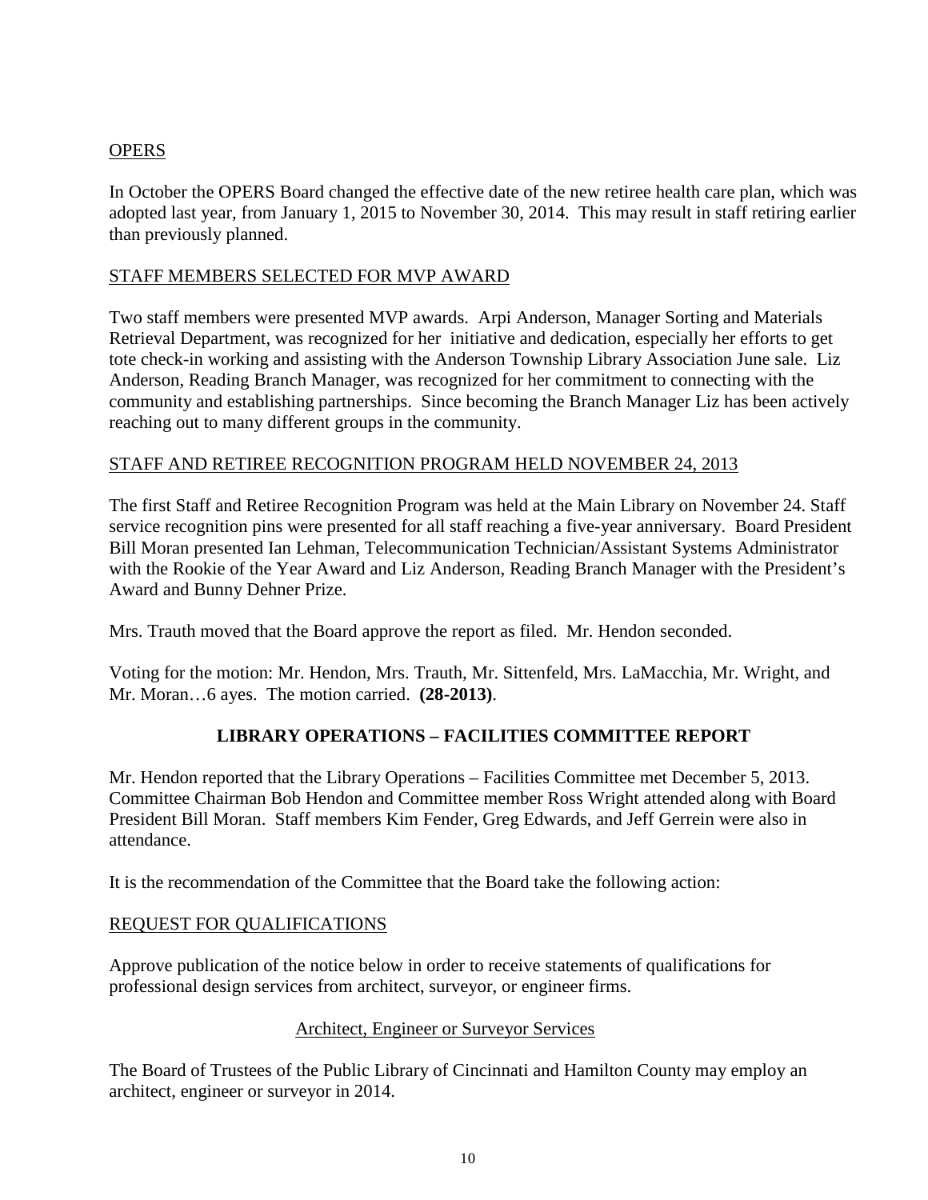<u>OPERS</u>

In October the OPERS Board changed the effective date of the new retiree health care plan, which was adopted last year, from January 1, 2015 to November 30, 2014. This may result in staff retiring earlier than previously planned.

<u>STAFF MEMBERS SELECTED FOR MVP AWARD</u>

Two staff members were presented MVP awards. Arpi Anderson, Manager Sorting and Materials Retrieval Department, was recognized for her initiative and dedication, especially her efforts to get tote check-in working and assisting with the Anderson Township Library Association June sale. Liz Anderson, Reading Branch Manager, was recognized for her commitment to connecting with the community and establishing partnerships. Since becoming the Branch Manager Liz has been actively reaching out to many different groups in the community.

<u>STAFF AND RETIREE RECOGNITION PROGRAM HELD NOVEMBER 24, 2013</u>

The first Staff and Retiree Recognition Program was held at the Main Library on November 24. Staff service recognition pins were presented for all staff reaching a five-year anniversary. Board President Bill Moran presented Ian Lehman, Telecommunication Technician/Assistant Systems Administrator with the Rookie of the Year Award and Liz Anderson, Reading Branch Manager with the President's Award and Bunny Dehner Prize.

Mrs. Trauth moved that the Board approve the report as filed. Mr. Hendon seconded.

Voting for the motion: Mr. Hendon, Mrs. Trauth, Mr. Sittenfeld, Mrs. LaMacchia, Mr. Wright, and Mr. Moran…6 ayes. The motion carried. **(28-2013)**.

## LIBRARY OPERATIONS – FACILITIES COMMITTEE REPORT

Mr. Hendon reported that the Library Operations – Facilities Committee met December 5, 2013. Committee Chairman Bob Hendon and Committee member Ross Wright attended along with Board President Bill Moran. Staff members Kim Fender, Greg Edwards, and Jeff Gerrein were also in attendance.

It is the recommendation of the Committee that the Board take the following action:

<u>REQUEST FOR QUALIFICATIONS</u>

Approve publication of the notice below in order to receive statements of qualifications for professional design services from architect, surveyor, or engineer firms.

<u>Architect, Engineer or Surveyor Services</u>

The Board of Trustees of the Public Library of Cincinnati and Hamilton County may employ an architect, engineer or surveyor in 2014.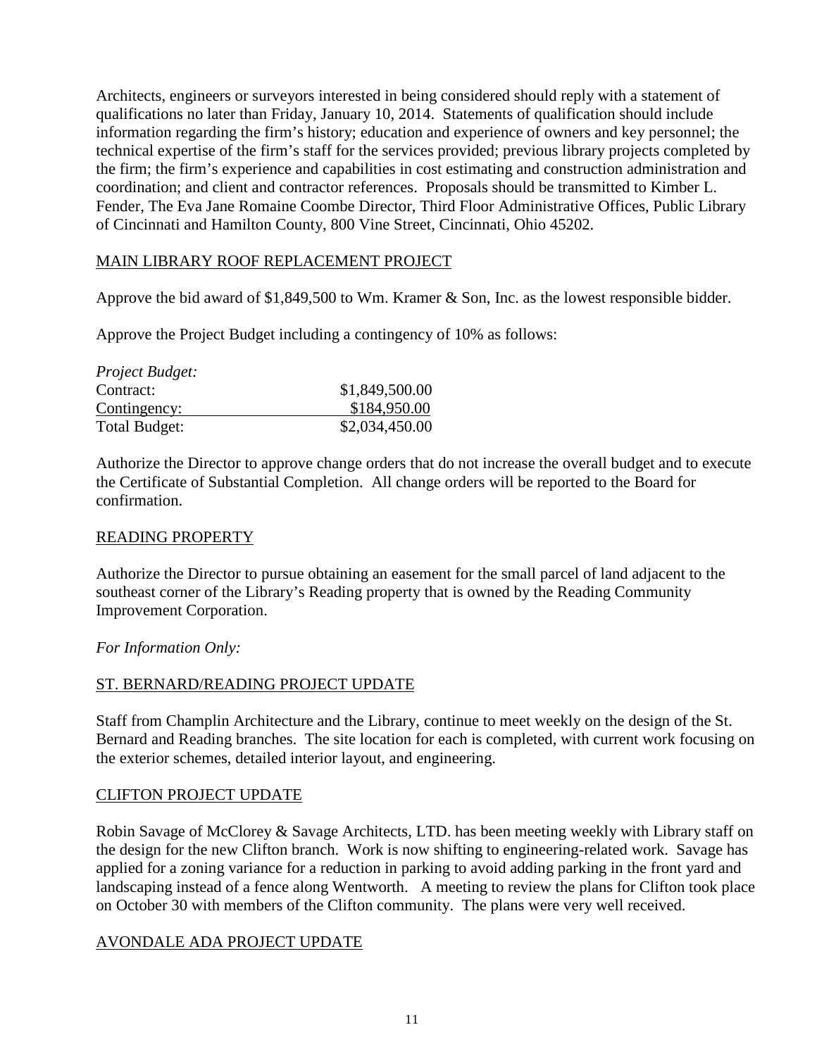Architects, engineers or surveyors interested in being considered should reply with a statement of qualifications no later than Friday, January 10, 2014. Statements of qualification should include information regarding the firm's history; education and experience of owners and key personnel; the technical expertise of the firm's staff for the services provided; previous library projects completed by the firm; the firm's experience and capabilities in cost estimating and construction administration and coordination; and client and contractor references. Proposals should be transmitted to Kimber L. Fender, The Eva Jane Romaine Coombe Director, Third Floor Administrative Offices, Public Library of Cincinnati and Hamilton County, 800 Vine Street, Cincinnati, Ohio 45202.

MAIN LIBRARY ROOF REPLACEMENT PROJECT

Approve the bid award of $1,849,500 to Wm. Kramer & Son, Inc. as the lowest responsible bidder.

Approve the Project Budget including a contingency of 10% as follows:

| | |
|---|---|
| *Project Budget:* | |
| Contract: | $1,849,500.00 |
| Contingency: | $184,950.00 |
| Total Budget: | $2,034,450.00 |

Authorize the Director to approve change orders that do not increase the overall budget and to execute the Certificate of Substantial Completion. All change orders will be reported to the Board for confirmation.

READING PROPERTY

Authorize the Director to pursue obtaining an easement for the small parcel of land adjacent to the southeast corner of the Library's Reading property that is owned by the Reading Community Improvement Corporation.

*For Information Only:*

ST. BERNARD/READING PROJECT UPDATE

Staff from Champlin Architecture and the Library, continue to meet weekly on the design of the St. Bernard and Reading branches. The site location for each is completed, with current work focusing on the exterior schemes, detailed interior layout, and engineering.

CLIFTON PROJECT UPDATE

Robin Savage of McClorey & Savage Architects, LTD. has been meeting weekly with Library staff on the design for the new Clifton branch. Work is now shifting to engineering-related work. Savage has applied for a zoning variance for a reduction in parking to avoid adding parking in the front yard and landscaping instead of a fence along Wentworth. A meeting to review the plans for Clifton took place on October 30 with members of the Clifton community. The plans were very well received.

AVONDALE ADA PROJECT UPDATE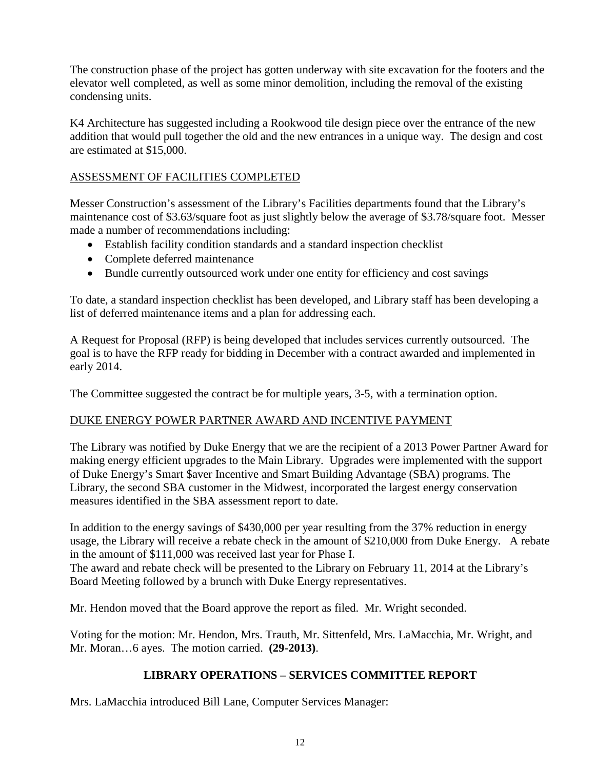The construction phase of the project has gotten underway with site excavation for the footers and the elevator well completed, as well as some minor demolition, including the removal of the existing condensing units.

K4 Architecture has suggested including a Rookwood tile design piece over the entrance of the new addition that would pull together the old and the new entrances in a unique way. The design and cost are estimated at $15,000.

ASSESSMENT OF FACILITIES COMPLETED

Messer Construction's assessment of the Library's Facilities departments found that the Library's maintenance cost of $3.63/square foot as just slightly below the average of $3.78/square foot. Messer made a number of recommendations including:

- Establish facility condition standards and a standard inspection checklist
- Complete deferred maintenance
- Bundle currently outsourced work under one entity for efficiency and cost savings

To date, a standard inspection checklist has been developed, and Library staff has been developing a list of deferred maintenance items and a plan for addressing each.

A Request for Proposal (RFP) is being developed that includes services currently outsourced. The goal is to have the RFP ready for bidding in December with a contract awarded and implemented in early 2014.

The Committee suggested the contract be for multiple years, 3-5, with a termination option.

DUKE ENERGY POWER PARTNER AWARD AND INCENTIVE PAYMENT

The Library was notified by Duke Energy that we are the recipient of a 2013 Power Partner Award for making energy efficient upgrades to the Main Library. Upgrades were implemented with the support of Duke Energy's Smart $aver Incentive and Smart Building Advantage (SBA) programs. The Library, the second SBA customer in the Midwest, incorporated the largest energy conservation measures identified in the SBA assessment report to date.

In addition to the energy savings of $430,000 per year resulting from the 37% reduction in energy usage, the Library will receive a rebate check in the amount of $210,000 from Duke Energy. A rebate in the amount of $111,000 was received last year for Phase I.
The award and rebate check will be presented to the Library on February 11, 2014 at the Library's Board Meeting followed by a brunch with Duke Energy representatives.

Mr. Hendon moved that the Board approve the report as filed. Mr. Wright seconded.

Voting for the motion: Mr. Hendon, Mrs. Trauth, Mr. Sittenfeld, Mrs. LaMacchia, Mr. Wright, and Mr. Moran…6 ayes. The motion carried. **(29-2013)**.

## LIBRARY OPERATIONS – SERVICES COMMITTEE REPORT

Mrs. LaMacchia introduced Bill Lane, Computer Services Manager: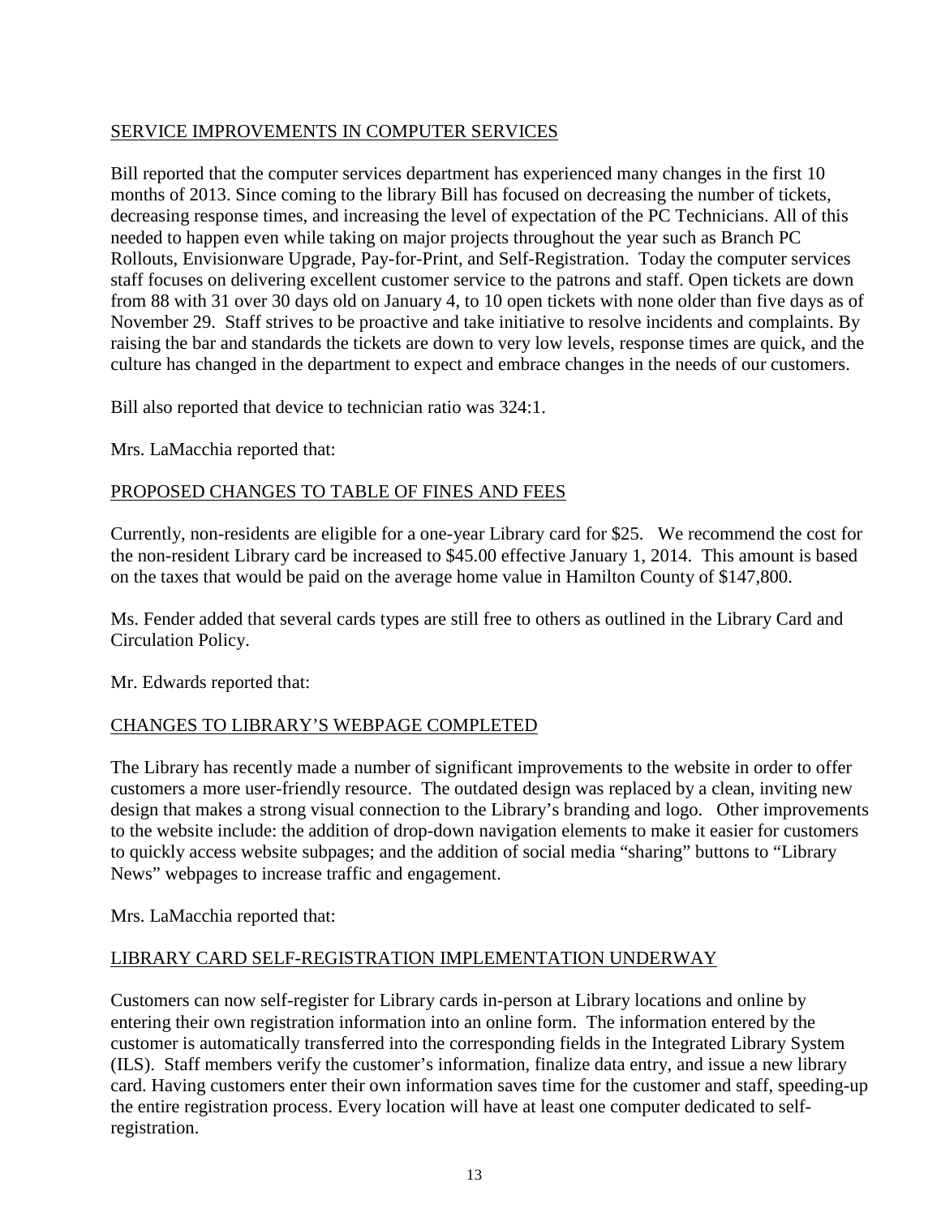SERVICE IMPROVEMENTS IN COMPUTER SERVICES

Bill reported that the computer services department has experienced many changes in the first 10 months of 2013. Since coming to the library Bill has focused on decreasing the number of tickets, decreasing response times, and increasing the level of expectation of the PC Technicians. All of this needed to happen even while taking on major projects throughout the year such as Branch PC Rollouts, Envisionware Upgrade, Pay-for-Print, and Self-Registration. Today the computer services staff focuses on delivering excellent customer service to the patrons and staff. Open tickets are down from 88 with 31 over 30 days old on January 4, to 10 open tickets with none older than five days as of November 29. Staff strives to be proactive and take initiative to resolve incidents and complaints. By raising the bar and standards the tickets are down to very low levels, response times are quick, and the culture has changed in the department to expect and embrace changes in the needs of our customers.

Bill also reported that device to technician ratio was 324:1.

Mrs. LaMacchia reported that:

PROPOSED CHANGES TO TABLE OF FINES AND FEES

Currently, non-residents are eligible for a one-year Library card for $25. We recommend the cost for the non-resident Library card be increased to $45.00 effective January 1, 2014. This amount is based on the taxes that would be paid on the average home value in Hamilton County of $147,800.

Ms. Fender added that several cards types are still free to others as outlined in the Library Card and Circulation Policy.

Mr. Edwards reported that:

CHANGES TO LIBRARY'S WEBPAGE COMPLETED

The Library has recently made a number of significant improvements to the website in order to offer customers a more user-friendly resource. The outdated design was replaced by a clean, inviting new design that makes a strong visual connection to the Library's branding and logo. Other improvements to the website include: the addition of drop-down navigation elements to make it easier for customers to quickly access website subpages; and the addition of social media "sharing" buttons to "Library News" webpages to increase traffic and engagement.

Mrs. LaMacchia reported that:

LIBRARY CARD SELF-REGISTRATION IMPLEMENTATION UNDERWAY

Customers can now self-register for Library cards in-person at Library locations and online by entering their own registration information into an online form. The information entered by the customer is automatically transferred into the corresponding fields in the Integrated Library System (ILS). Staff members verify the customer's information, finalize data entry, and issue a new library card. Having customers enter their own information saves time for the customer and staff, speeding-up the entire registration process. Every location will have at least one computer dedicated to self-registration.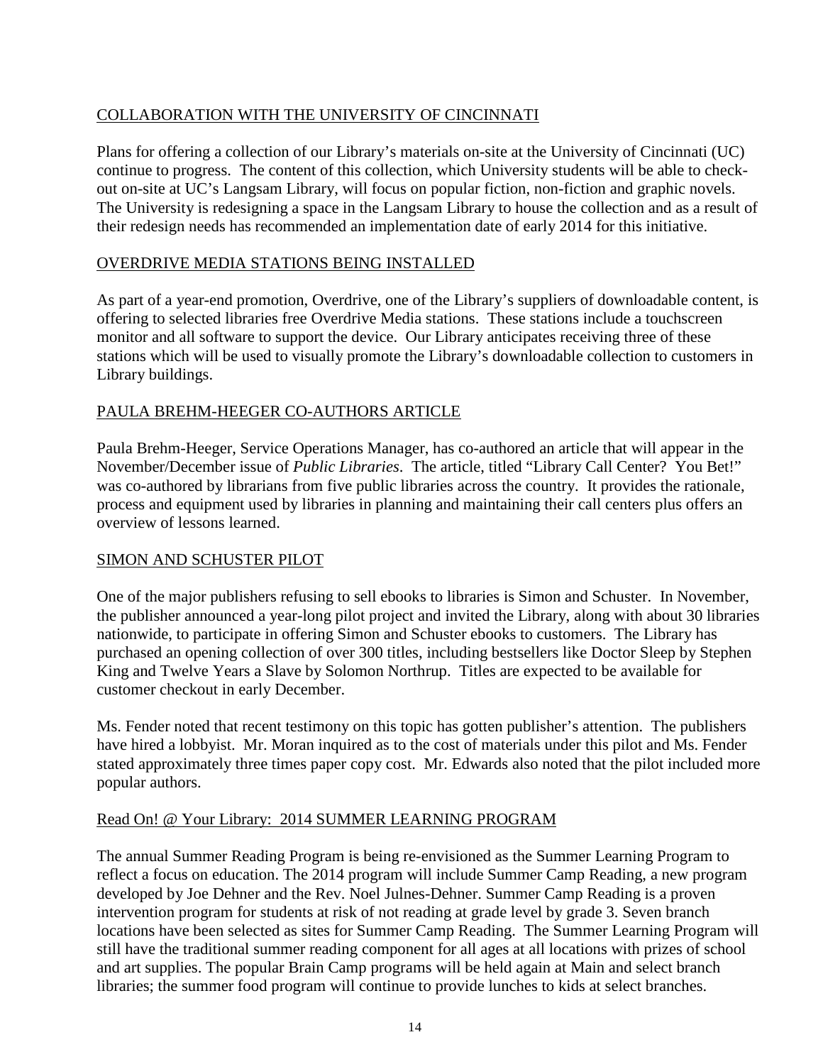## COLLABORATION WITH THE UNIVERSITY OF CINCINNATI

Plans for offering a collection of our Library's materials on-site at the University of Cincinnati (UC) continue to progress. The content of this collection, which University students will be able to check-out on-site at UC's Langsam Library, will focus on popular fiction, non-fiction and graphic novels. The University is redesigning a space in the Langsam Library to house the collection and as a result of their redesign needs has recommended an implementation date of early 2014 for this initiative.

## OVERDRIVE MEDIA STATIONS BEING INSTALLED

As part of a year-end promotion, Overdrive, one of the Library's suppliers of downloadable content, is offering to selected libraries free Overdrive Media stations. These stations include a touchscreen monitor and all software to support the device. Our Library anticipates receiving three of these stations which will be used to visually promote the Library's downloadable collection to customers in Library buildings.

## PAULA BREHM-HEEGER CO-AUTHORS ARTICLE

Paula Brehm-Heeger, Service Operations Manager, has co-authored an article that will appear in the November/December issue of *Public Libraries*. The article, titled "Library Call Center? You Bet!" was co-authored by librarians from five public libraries across the country. It provides the rationale, process and equipment used by libraries in planning and maintaining their call centers plus offers an overview of lessons learned.

## SIMON AND SCHUSTER PILOT

One of the major publishers refusing to sell ebooks to libraries is Simon and Schuster. In November, the publisher announced a year-long pilot project and invited the Library, along with about 30 libraries nationwide, to participate in offering Simon and Schuster ebooks to customers. The Library has purchased an opening collection of over 300 titles, including bestsellers like Doctor Sleep by Stephen King and Twelve Years a Slave by Solomon Northrup. Titles are expected to be available for customer checkout in early December.

Ms. Fender noted that recent testimony on this topic has gotten publisher's attention. The publishers have hired a lobbyist. Mr. Moran inquired as to the cost of materials under this pilot and Ms. Fender stated approximately three times paper copy cost. Mr. Edwards also noted that the pilot included more popular authors.

## Read On! @ Your Library: 2014 SUMMER LEARNING PROGRAM

The annual Summer Reading Program is being re-envisioned as the Summer Learning Program to reflect a focus on education. The 2014 program will include Summer Camp Reading, a new program developed by Joe Dehner and the Rev. Noel Julnes-Dehner. Summer Camp Reading is a proven intervention program for students at risk of not reading at grade level by grade 3. Seven branch locations have been selected as sites for Summer Camp Reading. The Summer Learning Program will still have the traditional summer reading component for all ages at all locations with prizes of school and art supplies. The popular Brain Camp programs will be held again at Main and select branch libraries; the summer food program will continue to provide lunches to kids at select branches.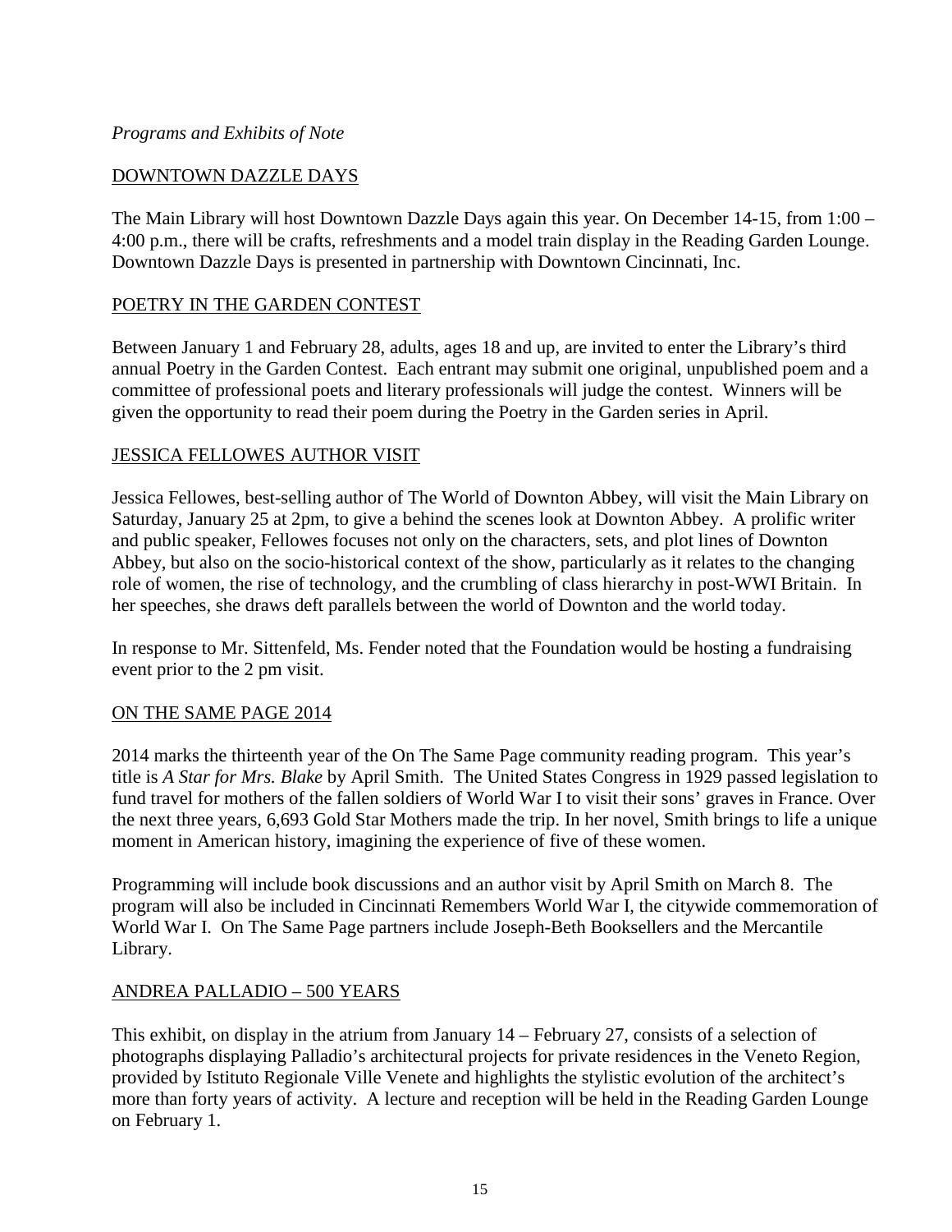*Programs and Exhibits of Note*

## DOWNTOWN DAZZLE DAYS

The Main Library will host Downtown Dazzle Days again this year. On December 14-15, from 1:00 – 4:00 p.m., there will be crafts, refreshments and a model train display in the Reading Garden Lounge. Downtown Dazzle Days is presented in partnership with Downtown Cincinnati, Inc.

## POETRY IN THE GARDEN CONTEST

Between January 1 and February 28, adults, ages 18 and up, are invited to enter the Library's third annual Poetry in the Garden Contest. Each entrant may submit one original, unpublished poem and a committee of professional poets and literary professionals will judge the contest. Winners will be given the opportunity to read their poem during the Poetry in the Garden series in April.

## JESSICA FELLOWES AUTHOR VISIT

Jessica Fellowes, best-selling author of The World of Downton Abbey, will visit the Main Library on Saturday, January 25 at 2pm, to give a behind the scenes look at Downton Abbey. A prolific writer and public speaker, Fellowes focuses not only on the characters, sets, and plot lines of Downton Abbey, but also on the socio-historical context of the show, particularly as it relates to the changing role of women, the rise of technology, and the crumbling of class hierarchy in post-WWI Britain. In her speeches, she draws deft parallels between the world of Downton and the world today.

In response to Mr. Sittenfeld, Ms. Fender noted that the Foundation would be hosting a fundraising event prior to the 2 pm visit.

## ON THE SAME PAGE 2014

2014 marks the thirteenth year of the On The Same Page community reading program. This year's title is *A Star for Mrs. Blake* by April Smith. The United States Congress in 1929 passed legislation to fund travel for mothers of the fallen soldiers of World War I to visit their sons' graves in France. Over the next three years, 6,693 Gold Star Mothers made the trip. In her novel, Smith brings to life a unique moment in American history, imagining the experience of five of these women.

Programming will include book discussions and an author visit by April Smith on March 8. The program will also be included in Cincinnati Remembers World War I, the citywide commemoration of World War I. On The Same Page partners include Joseph-Beth Booksellers and the Mercantile Library.

## ANDREA PALLADIO – 500 YEARS

This exhibit, on display in the atrium from January 14 – February 27, consists of a selection of photographs displaying Palladio's architectural projects for private residences in the Veneto Region, provided by Istituto Regionale Ville Venete and highlights the stylistic evolution of the architect's more than forty years of activity. A lecture and reception will be held in the Reading Garden Lounge on February 1.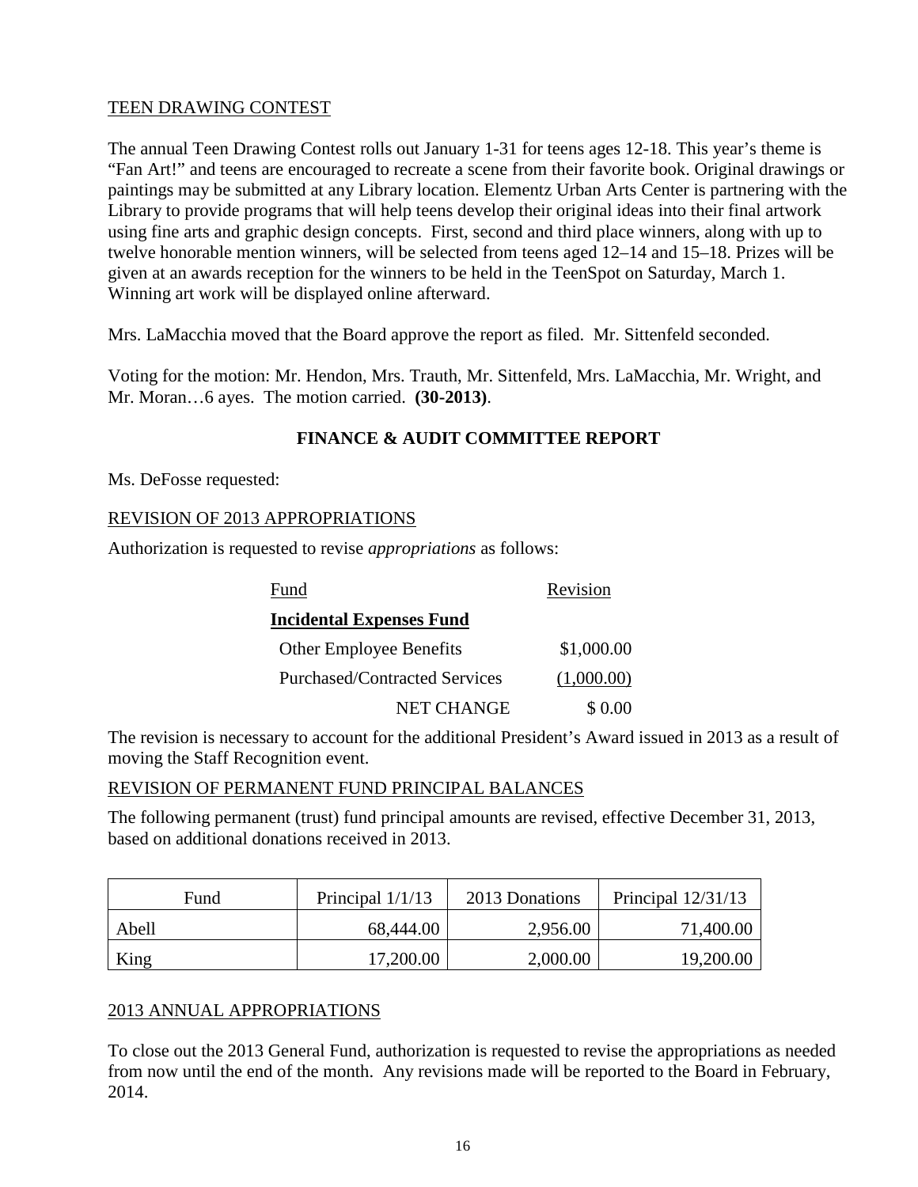## TEEN DRAWING CONTEST

The annual Teen Drawing Contest rolls out January 1-31 for teens ages 12-18. This year's theme is "Fan Art!" and teens are encouraged to recreate a scene from their favorite book. Original drawings or paintings may be submitted at any Library location. Elementz Urban Arts Center is partnering with the Library to provide programs that will help teens develop their original ideas into their final artwork using fine arts and graphic design concepts. First, second and third place winners, along with up to twelve honorable mention winners, will be selected from teens aged 12–14 and 15–18. Prizes will be given at an awards reception for the winners to be held in the TeenSpot on Saturday, March 1. Winning art work will be displayed online afterward.

Mrs. LaMacchia moved that the Board approve the report as filed. Mr. Sittenfeld seconded.

Voting for the motion: Mr. Hendon, Mrs. Trauth, Mr. Sittenfeld, Mrs. LaMacchia, Mr. Wright, and Mr. Moran…6 ayes. The motion carried. **(30-2013)**.

## FINANCE & AUDIT COMMITTEE REPORT

Ms. DeFosse requested:

## REVISION OF 2013 APPROPRIATIONS

Authorization is requested to revise *appropriations* as follows:

| Fund | Revision |
|---|---|
| **Incidental Expenses Fund** | |
| Other Employee Benefits | \$1,000.00 |
| Purchased/Contracted Services | (1,000.00) |
| NET CHANGE | \$ 0.00 |

The revision is necessary to account for the additional President's Award issued in 2013 as a result of moving the Staff Recognition event.

## REVISION OF PERMANENT FUND PRINCIPAL BALANCES

The following permanent (trust) fund principal amounts are revised, effective December 31, 2013, based on additional donations received in 2013.

| Fund | Principal 1/1/13 | 2013 Donations | Principal 12/31/13 |
|---|---|---|---|
| Abell | 68,444.00 | 2,956.00 | 71,400.00 |
| King | 17,200.00 | 2,000.00 | 19,200.00 |

## 2013 ANNUAL APPROPRIATIONS

To close out the 2013 General Fund, authorization is requested to revise the appropriations as needed from now until the end of the month. Any revisions made will be reported to the Board in February, 2014.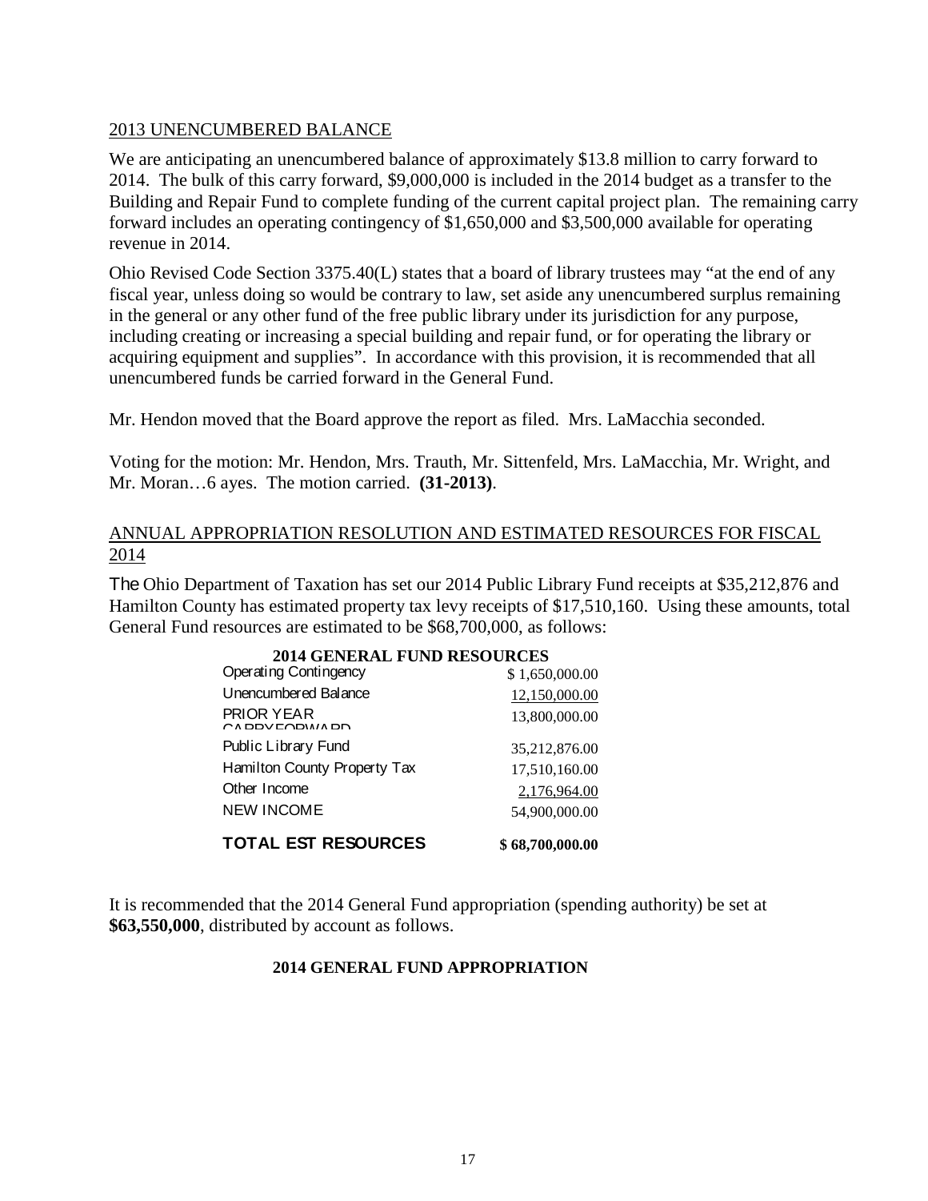2013 UNENCUMBERED BALANCE

We are anticipating an unencumbered balance of approximately $13.8 million to carry forward to 2014. The bulk of this carry forward, $9,000,000 is included in the 2014 budget as a transfer to the Building and Repair Fund to complete funding of the current capital project plan. The remaining carry forward includes an operating contingency of $1,650,000 and $3,500,000 available for operating revenue in 2014.

Ohio Revised Code Section 3375.40(L) states that a board of library trustees may "at the end of any fiscal year, unless doing so would be contrary to law, set aside any unencumbered surplus remaining in the general or any other fund of the free public library under its jurisdiction for any purpose, including creating or increasing a special building and repair fund, or for operating the library or acquiring equipment and supplies". In accordance with this provision, it is recommended that all unencumbered funds be carried forward in the General Fund.

Mr. Hendon moved that the Board approve the report as filed. Mrs. LaMacchia seconded.

Voting for the motion: Mr. Hendon, Mrs. Trauth, Mr. Sittenfeld, Mrs. LaMacchia, Mr. Wright, and Mr. Moran…6 ayes. The motion carried. **(31-2013)**.

ANNUAL APPROPRIATION RESOLUTION AND ESTIMATED RESOURCES FOR FISCAL 2014

The Ohio Department of Taxation has set our 2014 Public Library Fund receipts at $35,212,876 and Hamilton County has estimated property tax levy receipts of $17,510,160. Using these amounts, total General Fund resources are estimated to be $68,700,000, as follows:

**2014 GENERAL FUND RESOURCES**

| | |
|---|---|
| Operating Contingency | $ 1,650,000.00 |
| Unencumbered Balance | 12,150,000.00 |
| PRIOR YEAR CARRYFORWARD | 13,800,000.00 |
| Public Library Fund | 35,212,876.00 |
| Hamilton County Property Tax | 17,510,160.00 |
| Other Income | 2,176,964.00 |
| NEW INCOME | 54,900,000.00 |
| **TOTAL EST RESOURCES** | **$ 68,700,000.00** |

It is recommended that the 2014 General Fund appropriation (spending authority) be set at **$63,550,000**, distributed by account as follows.

**2014 GENERAL FUND APPROPRIATION**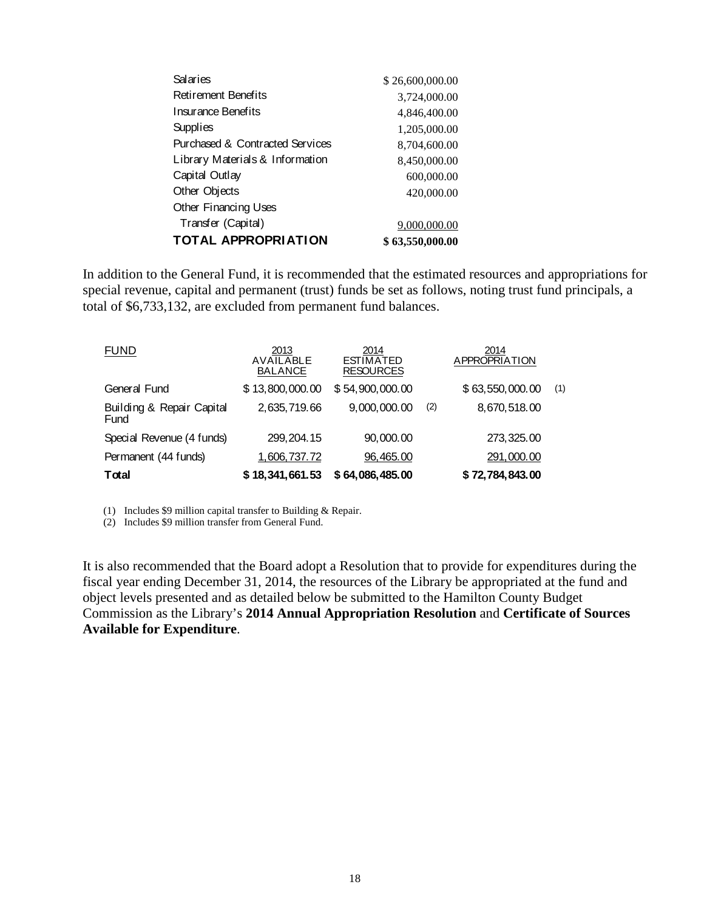| | |
|---|---|
| Salaries | $ 26,600,000.00 |
| Retirement Benefits | 3,724,000.00 |
| Insurance Benefits | 4,846,400.00 |
| Supplies | 1,205,000.00 |
| Purchased & Contracted Services | 8,704,600.00 |
| Library Materials & Information | 8,450,000.00 |
| Capital Outlay | 600,000.00 |
| Other Objects | 420,000.00 |
| Other Financing Uses | |
| Transfer (Capital) | 9,000,000.00 |
| **TOTAL APPROPRIATION** | **$ 63,550,000.00** |

In addition to the General Fund, it is recommended that the estimated resources and appropriations for special revenue, capital and permanent (trust) funds be set as follows, noting trust fund principals, a total of $6,733,132, are excluded from permanent fund balances.

| FUND | 2013 AVAILABLE BALANCE | 2014 ESTIMATED RESOURCES | | 2014 APPROPRIATION | |
|---|---|---|---|---|---|
| General Fund | $ 13,800,000.00 | $ 54,900,000.00 | | $ 63,550,000.00 | (1) |
| Building & Repair Capital Fund | 2,635,719.66 | 9,000,000.00 | (2) | 8,670,518.00 | |
| Special Revenue (4 funds) | 299,204.15 | 90,000.00 | | 273,325.00 | |
| Permanent (44 funds) | 1,606,737.72 | 96,465.00 | | 291,000.00 | |
| **Total** | **$ 18,341,661.53** | **$ 64,086,485.00** | | **$ 72,784,843.00** | |

(1) Includes $9 million capital transfer to Building & Repair.
(2) Includes $9 million transfer from General Fund.

It is also recommended that the Board adopt a Resolution that to provide for expenditures during the fiscal year ending December 31, 2014, the resources of the Library be appropriated at the fund and object levels presented and as detailed below be submitted to the Hamilton County Budget Commission as the Library's **2014 Annual Appropriation Resolution** and **Certificate of Sources Available for Expenditure**.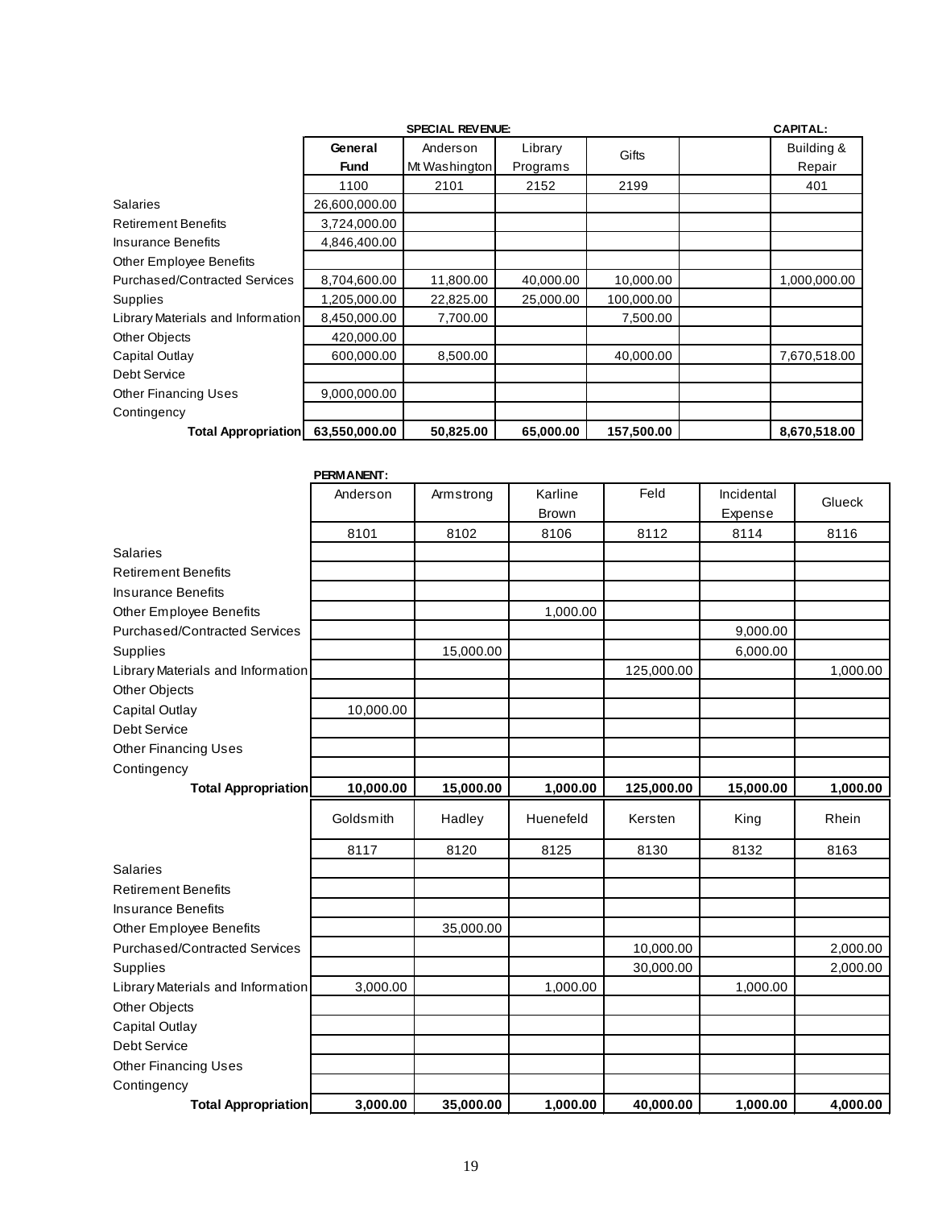| | SPECIAL REVENUE: | | | | | CAPITAL: |
|---|---|---|---|---|---|---|
| | **General Fund** | Anderson Mt Washington | Library Programs | Gifts | | Building & Repair |
| | 1100 | 2101 | 2152 | 2199 | | 401 |
| Salaries | 26,600,000.00 | | | | | |
| Retirement Benefits | 3,724,000.00 | | | | | |
| Insurance Benefits | 4,846,400.00 | | | | | |
| Other Employee Benefits | | | | | | |
| Purchased/Contracted Services | 8,704,600.00 | 11,800.00 | 40,000.00 | 10,000.00 | | 1,000,000.00 |
| Supplies | 1,205,000.00 | 22,825.00 | 25,000.00 | 100,000.00 | | |
| Library Materials and Information | 8,450,000.00 | 7,700.00 | | 7,500.00 | | |
| Other Objects | 420,000.00 | | | | | |
| Capital Outlay | 600,000.00 | 8,500.00 | | 40,000.00 | | 7,670,518.00 |
| Debt Service | | | | | | |
| Other Financing Uses | 9,000,000.00 | | | | | |
| Contingency | | | | | | |
| **Total Appropriation** | **63,550,000.00** | **50,825.00** | **65,000.00** | **157,500.00** | | **8,670,518.00** |

**PERMANENT:**

| | Anderson | Armstrong | Karline Brown | Feld | Incidental Expense | Glueck |
|---|---|---|---|---|---|---|
| | 8101 | 8102 | 8106 | 8112 | 8114 | 8116 |
| Salaries | | | | | | |
| Retirement Benefits | | | | | | |
| Insurance Benefits | | | | | | |
| Other Employee Benefits | | | 1,000.00 | | | |
| Purchased/Contracted Services | | | | | 9,000.00 | |
| Supplies | | 15,000.00 | | | 6,000.00 | |
| Library Materials and Information | | | | 125,000.00 | | 1,000.00 |
| Other Objects | | | | | | |
| Capital Outlay | 10,000.00 | | | | | |
| Debt Service | | | | | | |
| Other Financing Uses | | | | | | |
| Contingency | | | | | | |
| **Total Appropriation** | **10,000.00** | **15,000.00** | **1,000.00** | **125,000.00** | **15,000.00** | **1,000.00** |

| | Goldsmith | Hadley | Huenefeld | Kersten | King | Rhein |
|---|---|---|---|---|---|---|
| | 8117 | 8120 | 8125 | 8130 | 8132 | 8163 |
| Salaries | | | | | | |
| Retirement Benefits | | | | | | |
| Insurance Benefits | | | | | | |
| Other Employee Benefits | | 35,000.00 | | | | |
| Purchased/Contracted Services | | | | 10,000.00 | | 2,000.00 |
| Supplies | | | | 30,000.00 | | 2,000.00 |
| Library Materials and Information | 3,000.00 | | 1,000.00 | | 1,000.00 | |
| Other Objects | | | | | | |
| Capital Outlay | | | | | | |
| Debt Service | | | | | | |
| Other Financing Uses | | | | | | |
| Contingency | | | | | | |
| **Total Appropriation** | **3,000.00** | **35,000.00** | **1,000.00** | **40,000.00** | **1,000.00** | **4,000.00** |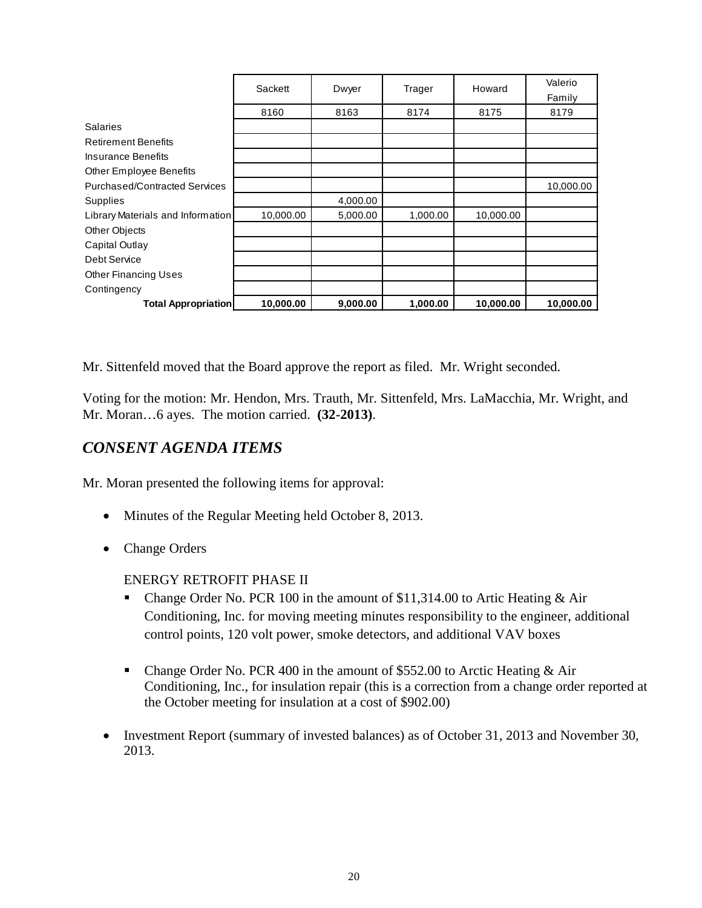| | Sackett | Dwyer | Trager | Howard | Valerio Family |
|---|---|---|---|---|---|
| | 8160 | 8163 | 8174 | 8175 | 8179 |
| Salaries | | | | | |
| Retirement Benefits | | | | | |
| Insurance Benefits | | | | | |
| Other Employee Benefits | | | | | |
| Purchased/Contracted Services | | | | | 10,000.00 |
| Supplies | | 4,000.00 | | | |
| Library Materials and Information | 10,000.00 | 5,000.00 | 1,000.00 | 10,000.00 | |
| Other Objects | | | | | |
| Capital Outlay | | | | | |
| Debt Service | | | | | |
| Other Financing Uses | | | | | |
| Contingency | | | | | |
| **Total Appropriation** | **10,000.00** | **9,000.00** | **1,000.00** | **10,000.00** | **10,000.00** |

Mr. Sittenfeld moved that the Board approve the report as filed. Mr. Wright seconded.

Voting for the motion: Mr. Hendon, Mrs. Trauth, Mr. Sittenfeld, Mrs. LaMacchia, Mr. Wright, and Mr. Moran…6 ayes. The motion carried. **(32-2013)**.

## *CONSENT AGENDA ITEMS*

Mr. Moran presented the following items for approval:

- Minutes of the Regular Meeting held October 8, 2013.
- Change Orders

  ENERGY RETROFIT PHASE II

  - Change Order No. PCR 100 in the amount of $11,314.00 to Artic Heating & Air Conditioning, Inc. for moving meeting minutes responsibility to the engineer, additional control points, 120 volt power, smoke detectors, and additional VAV boxes
  - Change Order No. PCR 400 in the amount of $552.00 to Arctic Heating & Air Conditioning, Inc., for insulation repair (this is a correction from a change order reported at the October meeting for insulation at a cost of $902.00)

- Investment Report (summary of invested balances) as of October 31, 2013 and November 30, 2013.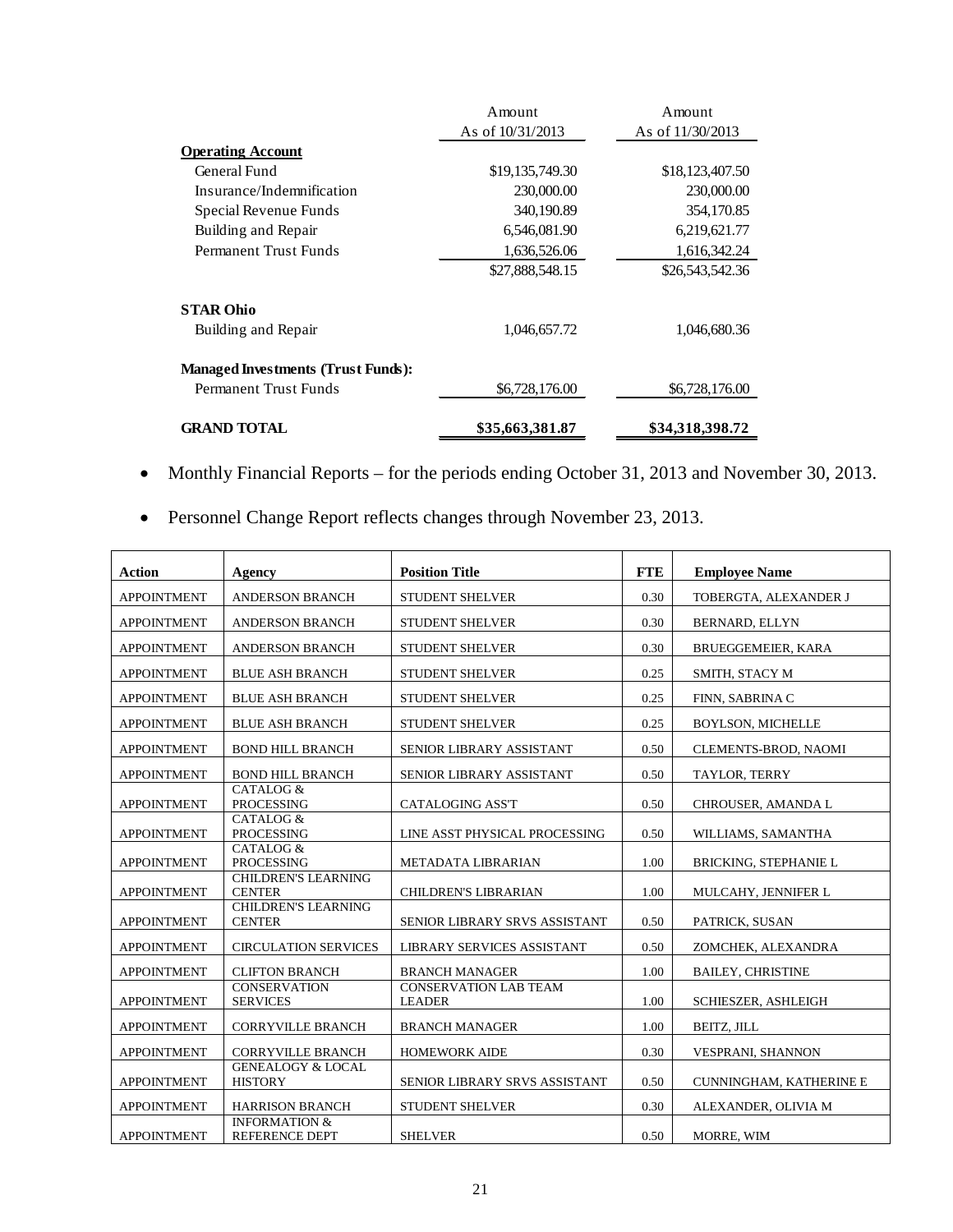| | Amount As of 10/31/2013 | Amount As of 11/30/2013 |
|---|---|---|
| **Operating Account** | | |
| General Fund | $19,135,749.30 | $18,123,407.50 |
| Insurance/Indemnification | 230,000.00 | 230,000.00 |
| Special Revenue Funds | 340,190.89 | 354,170.85 |
| Building and Repair | 6,546,081.90 | 6,219,621.77 |
| Permanent Trust Funds | 1,636,526.06 | 1,616,342.24 |
| | $27,888,548.15 | $26,543,542.36 |
| **STAR Ohio** | | |
| Building and Repair | 1,046,657.72 | 1,046,680.36 |
| **Managed Investments (Trust Funds):** | | |
| Permanent Trust Funds | $6,728,176.00 | $6,728,176.00 |
| **GRAND TOTAL** | **$35,663,381.87** | **$34,318,398.72** |

- Monthly Financial Reports – for the periods ending October 31, 2013 and November 30, 2013.

- Personnel Change Report reflects changes through November 23, 2013.

| Action | Agency | Position Title | FTE | Employee Name |
|---|---|---|---|---|
| APPOINTMENT | ANDERSON BRANCH | STUDENT SHELVER | 0.30 | TOBERGTA, ALEXANDER J |
| APPOINTMENT | ANDERSON BRANCH | STUDENT SHELVER | 0.30 | BERNARD, ELLYN |
| APPOINTMENT | ANDERSON BRANCH | STUDENT SHELVER | 0.30 | BRUEGGEMEIER, KARA |
| APPOINTMENT | BLUE ASH BRANCH | STUDENT SHELVER | 0.25 | SMITH, STACY M |
| APPOINTMENT | BLUE ASH BRANCH | STUDENT SHELVER | 0.25 | FINN, SABRINA C |
| APPOINTMENT | BLUE ASH BRANCH | STUDENT SHELVER | 0.25 | BOYLSON, MICHELLE |
| APPOINTMENT | BOND HILL BRANCH | SENIOR LIBRARY ASSISTANT | 0.50 | CLEMENTS-BROD, NAOMI |
| APPOINTMENT | BOND HILL BRANCH | SENIOR LIBRARY ASSISTANT | 0.50 | TAYLOR, TERRY |
| APPOINTMENT | CATALOG & PROCESSING | CATALOGING ASS'T | 0.50 | CHROUSER, AMANDA L |
| APPOINTMENT | CATALOG & PROCESSING | LINE ASST PHYSICAL PROCESSING | 0.50 | WILLIAMS, SAMANTHA |
| APPOINTMENT | CATALOG & PROCESSING | METADATA LIBRARIAN | 1.00 | BRICKING, STEPHANIE L |
| APPOINTMENT | CHILDREN'S LEARNING CENTER | CHILDREN'S LIBRARIAN | 1.00 | MULCAHY, JENNIFER L |
| APPOINTMENT | CHILDREN'S LEARNING CENTER | SENIOR LIBRARY SRVS ASSISTANT | 0.50 | PATRICK, SUSAN |
| APPOINTMENT | CIRCULATION SERVICES | LIBRARY SERVICES ASSISTANT | 0.50 | ZOMCHEK, ALEXANDRA |
| APPOINTMENT | CLIFTON BRANCH | BRANCH MANAGER | 1.00 | BAILEY, CHRISTINE |
| APPOINTMENT | CONSERVATION SERVICES | CONSERVATION LAB TEAM LEADER | 1.00 | SCHIESZER, ASHLEIGH |
| APPOINTMENT | CORRYVILLE BRANCH | BRANCH MANAGER | 1.00 | BEITZ, JILL |
| APPOINTMENT | CORRYVILLE BRANCH | HOMEWORK AIDE | 0.30 | VESPRANI, SHANNON |
| APPOINTMENT | GENEALOGY & LOCAL HISTORY | SENIOR LIBRARY SRVS ASSISTANT | 0.50 | CUNNINGHAM, KATHERINE E |
| APPOINTMENT | HARRISON BRANCH | STUDENT SHELVER | 0.30 | ALEXANDER, OLIVIA M |
| APPOINTMENT | INFORMATION & REFERENCE DEPT | SHELVER | 0.50 | MORRE, WIM |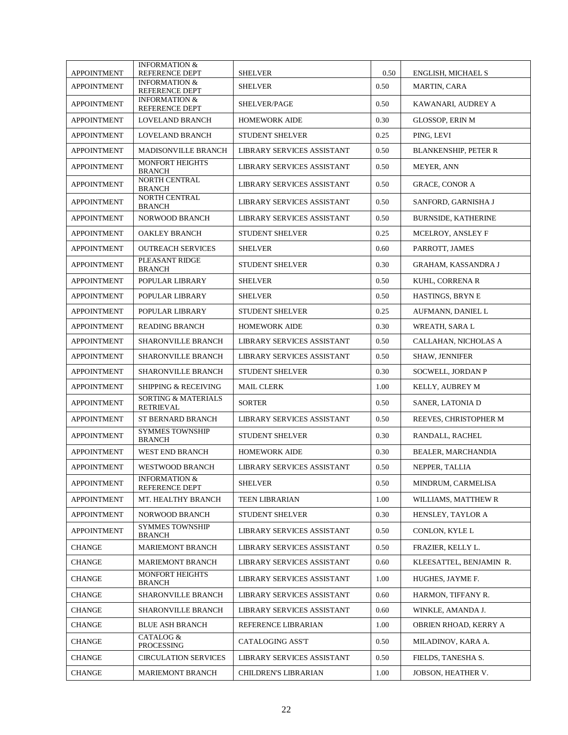| | | | | |
|---|---|---|---|---|
| APPOINTMENT | INFORMATION & REFERENCE DEPT | SHELVER | 0.50 | ENGLISH, MICHAEL S |
| APPOINTMENT | INFORMATION & REFERENCE DEPT | SHELVER | 0.50 | MARTIN, CARA |
| APPOINTMENT | INFORMATION & REFERENCE DEPT | SHELVER/PAGE | 0.50 | KAWANARI, AUDREY A |
| APPOINTMENT | LOVELAND BRANCH | HOMEWORK AIDE | 0.30 | GLOSSOP, ERIN M |
| APPOINTMENT | LOVELAND BRANCH | STUDENT SHELVER | 0.25 | PING, LEVI |
| APPOINTMENT | MADISONVILLE BRANCH | LIBRARY SERVICES ASSISTANT | 0.50 | BLANKENSHIP, PETER R |
| APPOINTMENT | MONFORT HEIGHTS BRANCH | LIBRARY SERVICES ASSISTANT | 0.50 | MEYER, ANN |
| APPOINTMENT | NORTH CENTRAL BRANCH | LIBRARY SERVICES ASSISTANT | 0.50 | GRACE, CONOR A |
| APPOINTMENT | NORTH CENTRAL BRANCH | LIBRARY SERVICES ASSISTANT | 0.50 | SANFORD, GARNISHA J |
| APPOINTMENT | NORWOOD BRANCH | LIBRARY SERVICES ASSISTANT | 0.50 | BURNSIDE, KATHERINE |
| APPOINTMENT | OAKLEY BRANCH | STUDENT SHELVER | 0.25 | MCELROY, ANSLEY F |
| APPOINTMENT | OUTREACH SERVICES | SHELVER | 0.60 | PARROTT, JAMES |
| APPOINTMENT | PLEASANT RIDGE BRANCH | STUDENT SHELVER | 0.30 | GRAHAM, KASSANDRA J |
| APPOINTMENT | POPULAR LIBRARY | SHELVER | 0.50 | KUHL, CORRENA R |
| APPOINTMENT | POPULAR LIBRARY | SHELVER | 0.50 | HASTINGS, BRYN E |
| APPOINTMENT | POPULAR LIBRARY | STUDENT SHELVER | 0.25 | AUFMANN, DANIEL L |
| APPOINTMENT | READING BRANCH | HOMEWORK AIDE | 0.30 | WREATH, SARA L |
| APPOINTMENT | SHARONVILLE BRANCH | LIBRARY SERVICES ASSISTANT | 0.50 | CALLAHAN, NICHOLAS A |
| APPOINTMENT | SHARONVILLE BRANCH | LIBRARY SERVICES ASSISTANT | 0.50 | SHAW, JENNIFER |
| APPOINTMENT | SHARONVILLE BRANCH | STUDENT SHELVER | 0.30 | SOCWELL, JORDAN P |
| APPOINTMENT | SHIPPING & RECEIVING | MAIL CLERK | 1.00 | KELLY, AUBREY M |
| APPOINTMENT | SORTING & MATERIALS RETRIEVAL | SORTER | 0.50 | SANER, LATONIA D |
| APPOINTMENT | ST BERNARD BRANCH | LIBRARY SERVICES ASSISTANT | 0.50 | REEVES, CHRISTOPHER M |
| APPOINTMENT | SYMMES TOWNSHIP BRANCH | STUDENT SHELVER | 0.30 | RANDALL, RACHEL |
| APPOINTMENT | WEST END BRANCH | HOMEWORK AIDE | 0.30 | BEALER, MARCHANDIA |
| APPOINTMENT | WESTWOOD BRANCH | LIBRARY SERVICES ASSISTANT | 0.50 | NEPPER, TALLIA |
| APPOINTMENT | INFORMATION & REFERENCE DEPT | SHELVER | 0.50 | MINDRUM, CARMELISA |
| APPOINTMENT | MT. HEALTHY BRANCH | TEEN LIBRARIAN | 1.00 | WILLIAMS, MATTHEW R |
| APPOINTMENT | NORWOOD BRANCH | STUDENT SHELVER | 0.30 | HENSLEY, TAYLOR A |
| APPOINTMENT | SYMMES TOWNSHIP BRANCH | LIBRARY SERVICES ASSISTANT | 0.50 | CONLON, KYLE L |
| CHANGE | MARIEMONT BRANCH | LIBRARY SERVICES ASSISTANT | 0.50 | FRAZIER, KELLY L. |
| CHANGE | MARIEMONT BRANCH | LIBRARY SERVICES ASSISTANT | 0.60 | KLEESATTEL, BENJAMIN R. |
| CHANGE | MONFORT HEIGHTS BRANCH | LIBRARY SERVICES ASSISTANT | 1.00 | HUGHES, JAYME F. |
| CHANGE | SHARONVILLE BRANCH | LIBRARY SERVICES ASSISTANT | 0.60 | HARMON, TIFFANY R. |
| CHANGE | SHARONVILLE BRANCH | LIBRARY SERVICES ASSISTANT | 0.60 | WINKLE, AMANDA J. |
| CHANGE | BLUE ASH BRANCH | REFERENCE LIBRARIAN | 1.00 | OBRIEN RHOAD, KERRY A |
| CHANGE | CATALOG & PROCESSING | CATALOGING ASS'T | 0.50 | MILADINOV, KARA A. |
| CHANGE | CIRCULATION SERVICES | LIBRARY SERVICES ASSISTANT | 0.50 | FIELDS, TANESHA S. |
| CHANGE | MARIEMONT BRANCH | CHILDREN'S LIBRARIAN | 1.00 | JOBSON, HEATHER V. |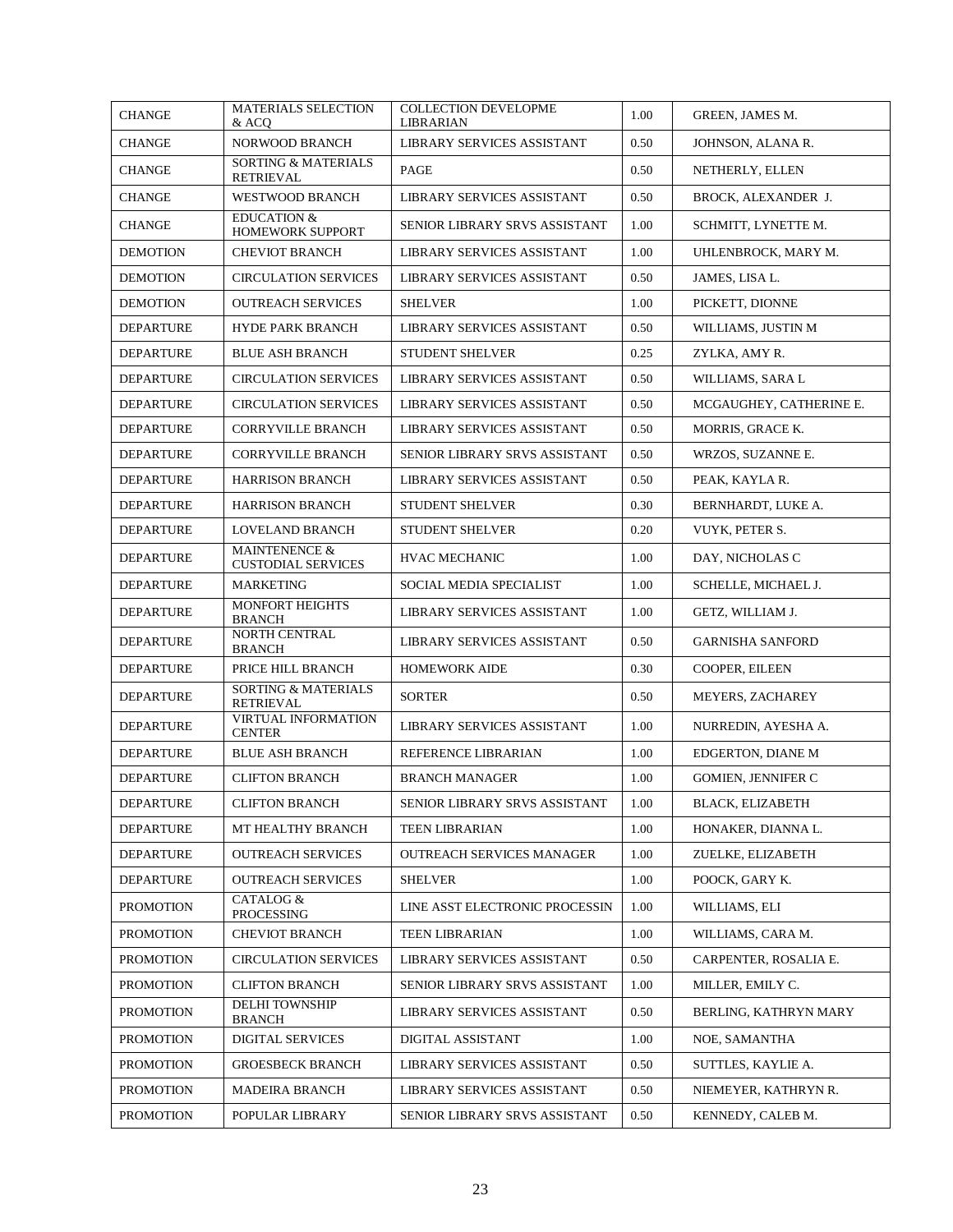| | | | | |
|---|---|---|---|---|
| CHANGE | MATERIALS SELECTION & ACQ | COLLECTION DEVELOPME LIBRARIAN | 1.00 | GREEN, JAMES M. |
| CHANGE | NORWOOD BRANCH | LIBRARY SERVICES ASSISTANT | 0.50 | JOHNSON, ALANA R. |
| CHANGE | SORTING & MATERIALS RETRIEVAL | PAGE | 0.50 | NETHERLY, ELLEN |
| CHANGE | WESTWOOD BRANCH | LIBRARY SERVICES ASSISTANT | 0.50 | BROCK, ALEXANDER J. |
| CHANGE | EDUCATION & HOMEWORK SUPPORT | SENIOR LIBRARY SRVS ASSISTANT | 1.00 | SCHMITT, LYNETTE M. |
| DEMOTION | CHEVIOT BRANCH | LIBRARY SERVICES ASSISTANT | 1.00 | UHLENBROCK, MARY M. |
| DEMOTION | CIRCULATION SERVICES | LIBRARY SERVICES ASSISTANT | 0.50 | JAMES, LISA L. |
| DEMOTION | OUTREACH SERVICES | SHELVER | 1.00 | PICKETT, DIONNE |
| DEPARTURE | HYDE PARK BRANCH | LIBRARY SERVICES ASSISTANT | 0.50 | WILLIAMS, JUSTIN M |
| DEPARTURE | BLUE ASH BRANCH | STUDENT SHELVER | 0.25 | ZYLKA, AMY R. |
| DEPARTURE | CIRCULATION SERVICES | LIBRARY SERVICES ASSISTANT | 0.50 | WILLIAMS, SARA L |
| DEPARTURE | CIRCULATION SERVICES | LIBRARY SERVICES ASSISTANT | 0.50 | MCGAUGHEY, CATHERINE E. |
| DEPARTURE | CORRYVILLE BRANCH | LIBRARY SERVICES ASSISTANT | 0.50 | MORRIS, GRACE K. |
| DEPARTURE | CORRYVILLE BRANCH | SENIOR LIBRARY SRVS ASSISTANT | 0.50 | WRZOS, SUZANNE E. |
| DEPARTURE | HARRISON BRANCH | LIBRARY SERVICES ASSISTANT | 0.50 | PEAK, KAYLA R. |
| DEPARTURE | HARRISON BRANCH | STUDENT SHELVER | 0.30 | BERNHARDT, LUKE A. |
| DEPARTURE | LOVELAND BRANCH | STUDENT SHELVER | 0.20 | VUYK, PETER S. |
| DEPARTURE | MAINTENENCE & CUSTODIAL SERVICES | HVAC MECHANIC | 1.00 | DAY, NICHOLAS C |
| DEPARTURE | MARKETING | SOCIAL MEDIA SPECIALIST | 1.00 | SCHELLE, MICHAEL J. |
| DEPARTURE | MONFORT HEIGHTS BRANCH | LIBRARY SERVICES ASSISTANT | 1.00 | GETZ, WILLIAM J. |
| DEPARTURE | NORTH CENTRAL BRANCH | LIBRARY SERVICES ASSISTANT | 0.50 | GARNISHA SANFORD |
| DEPARTURE | PRICE HILL BRANCH | HOMEWORK AIDE | 0.30 | COOPER, EILEEN |
| DEPARTURE | SORTING & MATERIALS RETRIEVAL | SORTER | 0.50 | MEYERS, ZACHAREY |
| DEPARTURE | VIRTUAL INFORMATION CENTER | LIBRARY SERVICES ASSISTANT | 1.00 | NURREDIN, AYESHA A. |
| DEPARTURE | BLUE ASH BRANCH | REFERENCE LIBRARIAN | 1.00 | EDGERTON, DIANE M |
| DEPARTURE | CLIFTON BRANCH | BRANCH MANAGER | 1.00 | GOMIEN, JENNIFER C |
| DEPARTURE | CLIFTON BRANCH | SENIOR LIBRARY SRVS ASSISTANT | 1.00 | BLACK, ELIZABETH |
| DEPARTURE | MT HEALTHY BRANCH | TEEN LIBRARIAN | 1.00 | HONAKER, DIANNA L. |
| DEPARTURE | OUTREACH SERVICES | OUTREACH SERVICES MANAGER | 1.00 | ZUELKE, ELIZABETH |
| DEPARTURE | OUTREACH SERVICES | SHELVER | 1.00 | POOCK, GARY K. |
| PROMOTION | CATALOG & PROCESSING | LINE ASST ELECTRONIC PROCESSIN | 1.00 | WILLIAMS, ELI |
| PROMOTION | CHEVIOT BRANCH | TEEN LIBRARIAN | 1.00 | WILLIAMS, CARA M. |
| PROMOTION | CIRCULATION SERVICES | LIBRARY SERVICES ASSISTANT | 0.50 | CARPENTER, ROSALIA E. |
| PROMOTION | CLIFTON BRANCH | SENIOR LIBRARY SRVS ASSISTANT | 1.00 | MILLER, EMILY C. |
| PROMOTION | DELHI TOWNSHIP BRANCH | LIBRARY SERVICES ASSISTANT | 0.50 | BERLING, KATHRYN MARY |
| PROMOTION | DIGITAL SERVICES | DIGITAL ASSISTANT | 1.00 | NOE, SAMANTHA |
| PROMOTION | GROESBECK BRANCH | LIBRARY SERVICES ASSISTANT | 0.50 | SUTTLES, KAYLIE A. |
| PROMOTION | MADEIRA BRANCH | LIBRARY SERVICES ASSISTANT | 0.50 | NIEMEYER, KATHRYN R. |
| PROMOTION | POPULAR LIBRARY | SENIOR LIBRARY SRVS ASSISTANT | 0.50 | KENNEDY, CALEB M. |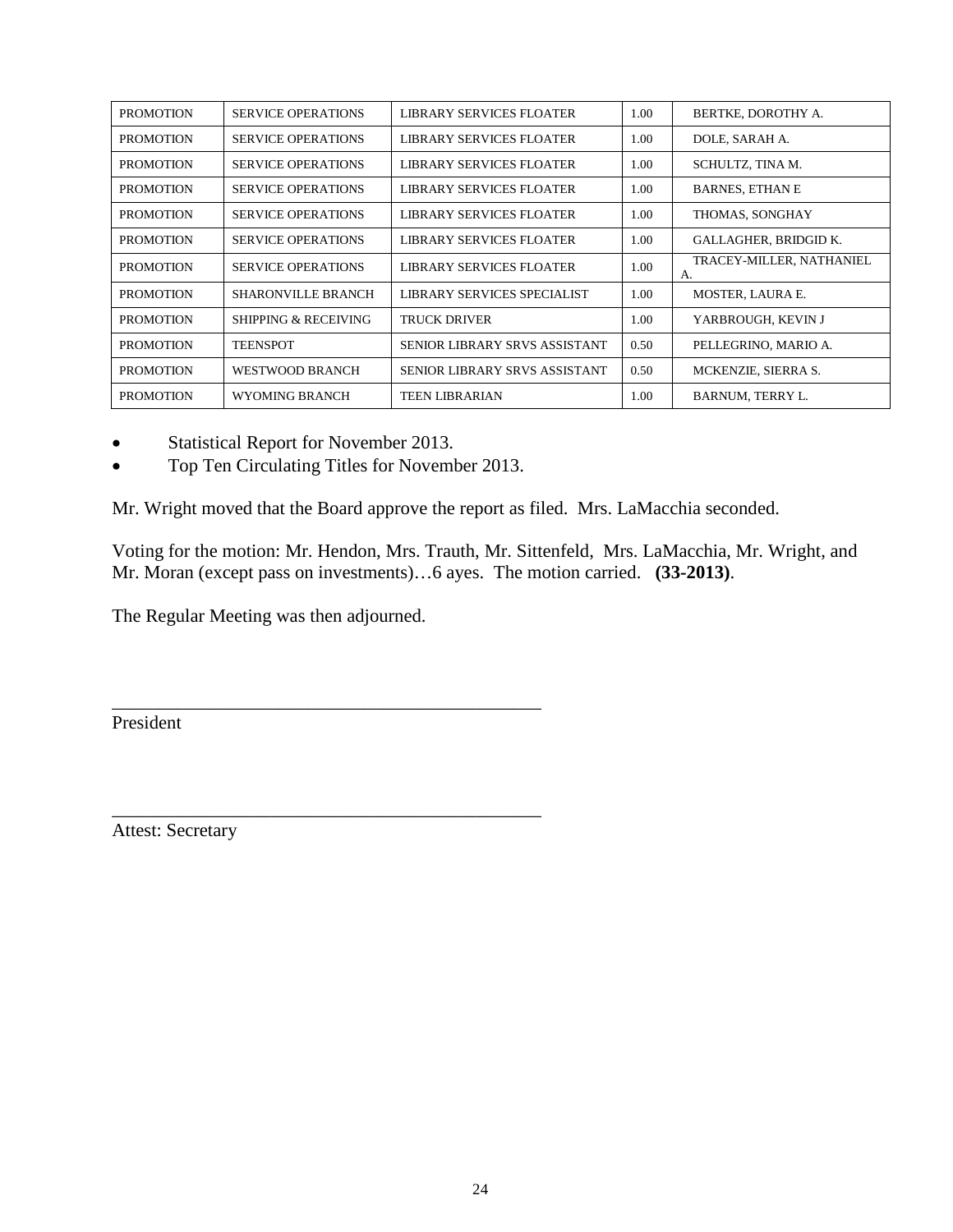| | | | | |
|---|---|---|---|---|
| PROMOTION | SERVICE OPERATIONS | LIBRARY SERVICES FLOATER | 1.00 | BERTKE, DOROTHY A. |
| PROMOTION | SERVICE OPERATIONS | LIBRARY SERVICES FLOATER | 1.00 | DOLE, SARAH A. |
| PROMOTION | SERVICE OPERATIONS | LIBRARY SERVICES FLOATER | 1.00 | SCHULTZ, TINA M. |
| PROMOTION | SERVICE OPERATIONS | LIBRARY SERVICES FLOATER | 1.00 | BARNES, ETHAN E |
| PROMOTION | SERVICE OPERATIONS | LIBRARY SERVICES FLOATER | 1.00 | THOMAS, SONGHAY |
| PROMOTION | SERVICE OPERATIONS | LIBRARY SERVICES FLOATER | 1.00 | GALLAGHER, BRIDGID K. |
| PROMOTION | SERVICE OPERATIONS | LIBRARY SERVICES FLOATER | 1.00 | TRACEY-MILLER, NATHANIEL A. |
| PROMOTION | SHARONVILLE BRANCH | LIBRARY SERVICES SPECIALIST | 1.00 | MOSTER, LAURA E. |
| PROMOTION | SHIPPING & RECEIVING | TRUCK DRIVER | 1.00 | YARBROUGH, KEVIN J |
| PROMOTION | TEENSPOT | SENIOR LIBRARY SRVS ASSISTANT | 0.50 | PELLEGRINO, MARIO A. |
| PROMOTION | WESTWOOD BRANCH | SENIOR LIBRARY SRVS ASSISTANT | 0.50 | MCKENZIE, SIERRA S. |
| PROMOTION | WYOMING BRANCH | TEEN LIBRARIAN | 1.00 | BARNUM, TERRY L. |

- Statistical Report for November 2013.
- Top Ten Circulating Titles for November 2013.

Mr. Wright moved that the Board approve the report as filed. Mrs. LaMacchia seconded.

Voting for the motion: Mr. Hendon, Mrs. Trauth, Mr. Sittenfeld, Mrs. LaMacchia, Mr. Wright, and Mr. Moran (except pass on investments)…6 ayes. The motion carried. **(33-2013)**.

The Regular Meeting was then adjourned.

_______________________________________________
President

_______________________________________________
Attest: Secretary